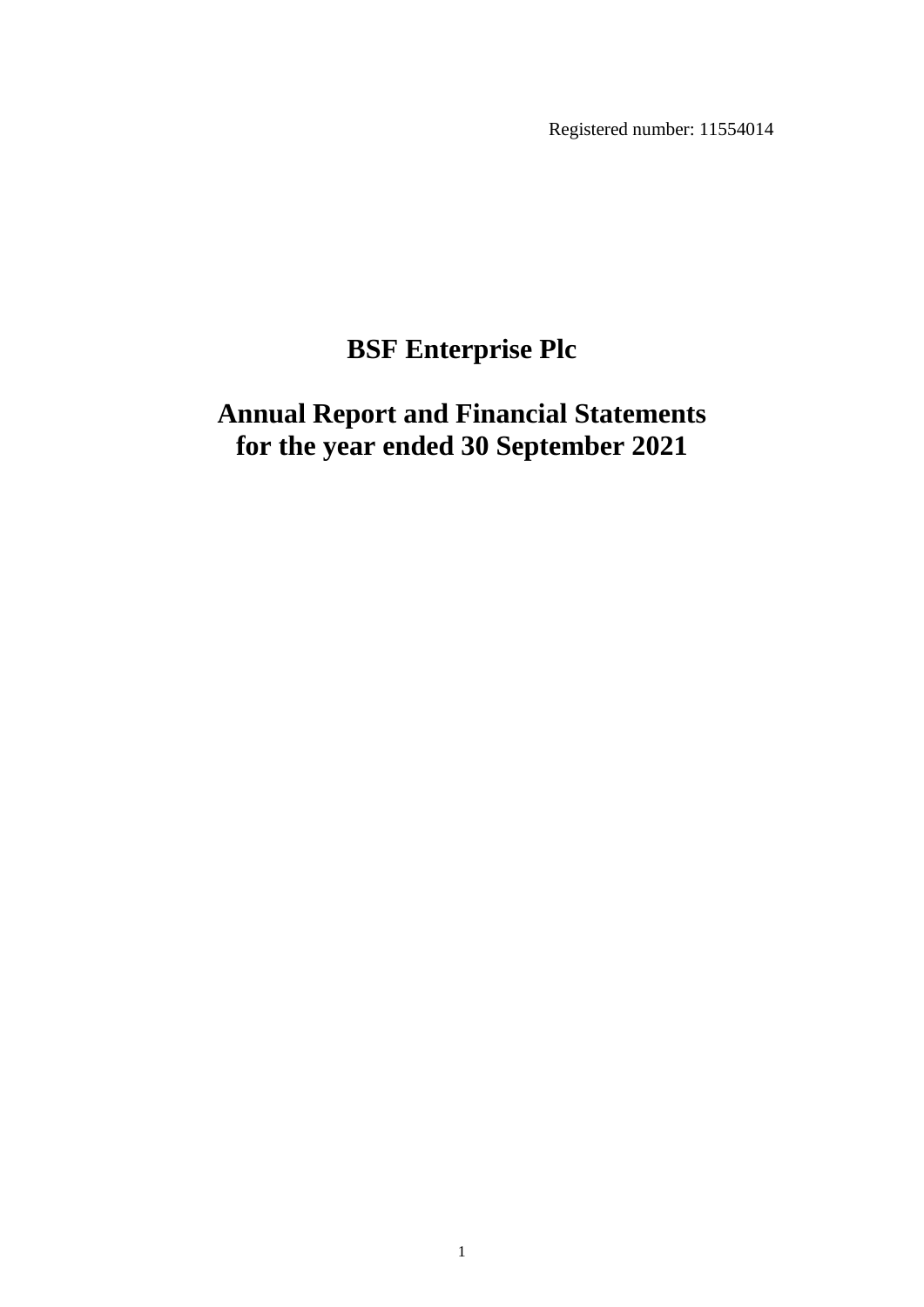Registered number: 11554014

# BSF Enterprise Plc

## Annual Report and Financial Statements for the year ended 30 September 2021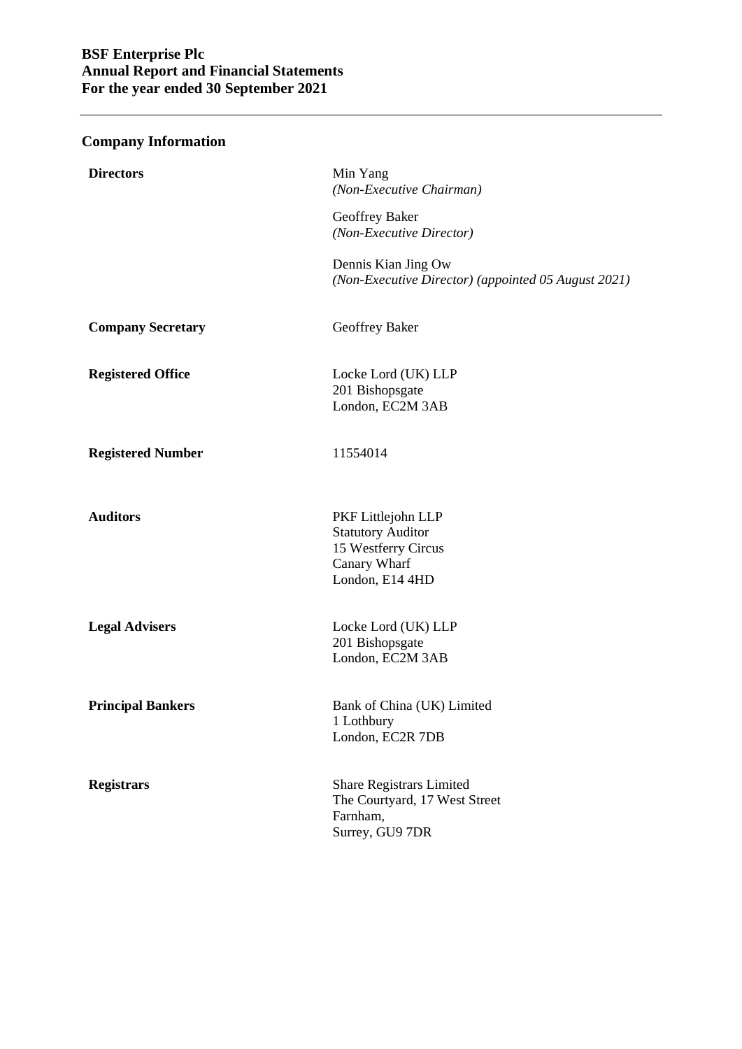## Company Information

| | |
|---|---|
| **Directors** | Min Yang<br>*(Non-Executive Chairman)*<br><br>Geoffrey Baker<br>*(Non-Executive Director)*<br><br>Dennis Kian Jing Ow<br>*(Non-Executive Director) (appointed 05 August 2021)* |
| **Company Secretary** | Geoffrey Baker |
| **Registered Office** | Locke Lord (UK) LLP<br>201 Bishopsgate<br>London, EC2M 3AB |
| **Registered Number** | 11554014 |
| **Auditors** | PKF Littlejohn LLP<br>Statutory Auditor<br>15 Westferry Circus<br>Canary Wharf<br>London, E14 4HD |
| **Legal Advisers** | Locke Lord (UK) LLP<br>201 Bishopsgate<br>London, EC2M 3AB |
| **Principal Bankers** | Bank of China (UK) Limited<br>1 Lothbury<br>London, EC2R 7DB |
| **Registrars** | Share Registrars Limited<br>The Courtyard, 17 West Street<br>Farnham,<br>Surrey, GU9 7DR |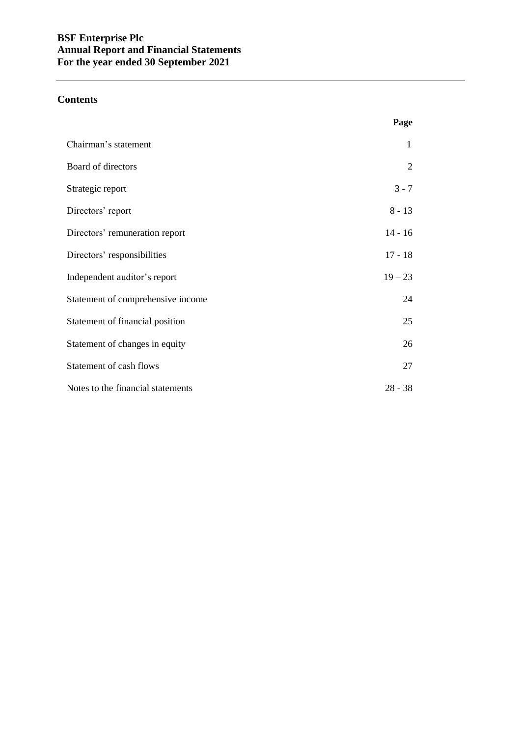**BSF Enterprise Plc**
**Annual Report and Financial Statements**
**For the year ended 30 September 2021**

## Contents

| | Page |
|---|---|
| Chairman's statement | 1 |
| Board of directors | 2 |
| Strategic report | 3 - 7 |
| Directors' report | 8 - 13 |
| Directors' remuneration report | 14 - 16 |
| Directors' responsibilities | 17 - 18 |
| Independent auditor's report | 19 – 23 |
| Statement of comprehensive income | 24 |
| Statement of financial position | 25 |
| Statement of changes in equity | 26 |
| Statement of cash flows | 27 |
| Notes to the financial statements | 28 - 38 |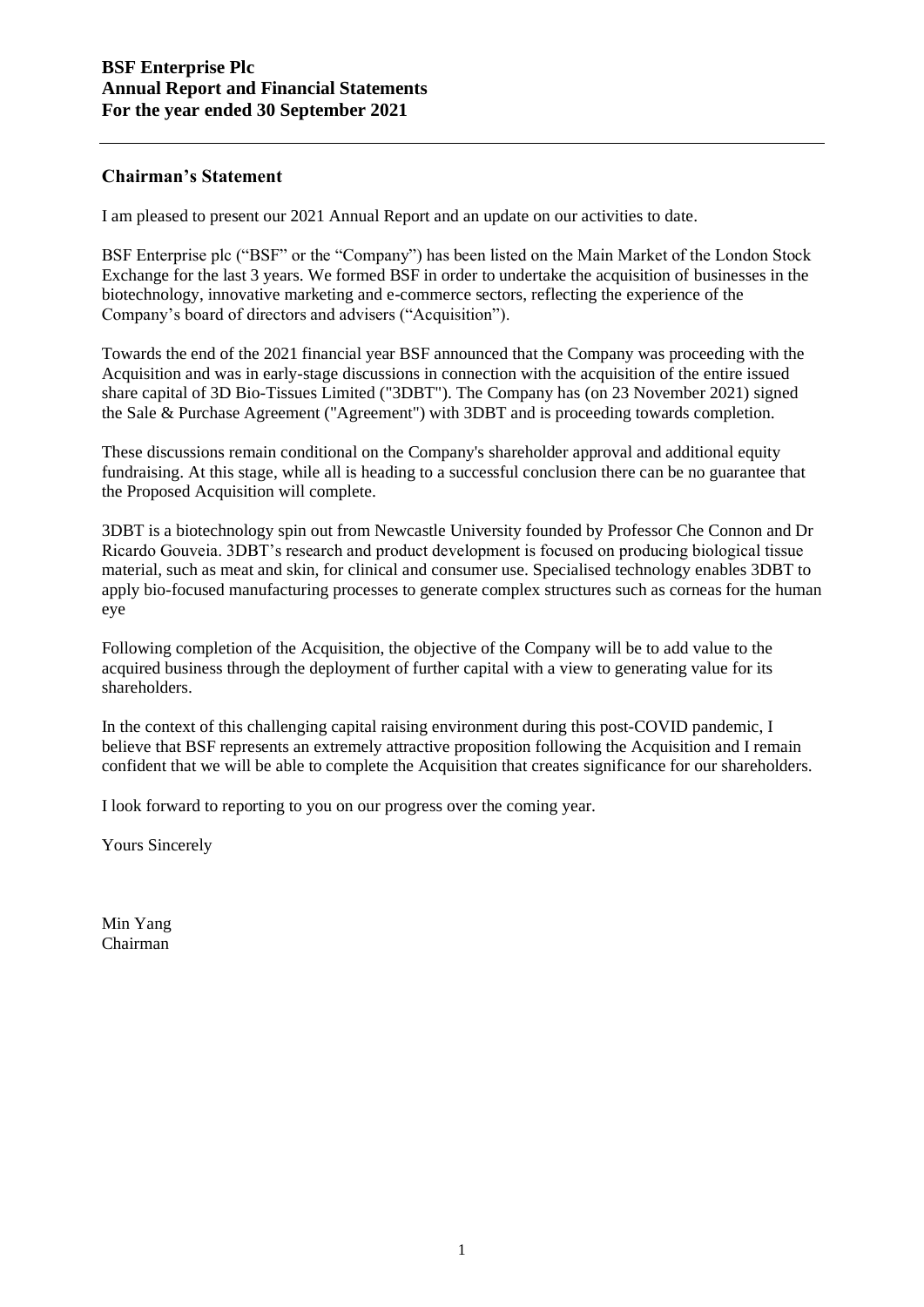## Chairman's Statement

I am pleased to present our 2021 Annual Report and an update on our activities to date.

BSF Enterprise plc ("BSF" or the "Company") has been listed on the Main Market of the London Stock Exchange for the last 3 years. We formed BSF in order to undertake the acquisition of businesses in the biotechnology, innovative marketing and e-commerce sectors, reflecting the experience of the Company's board of directors and advisers ("Acquisition").

Towards the end of the 2021 financial year BSF announced that the Company was proceeding with the Acquisition and was in early-stage discussions in connection with the acquisition of the entire issued share capital of 3D Bio-Tissues Limited ("3DBT"). The Company has (on 23 November 2021) signed the Sale & Purchase Agreement ("Agreement") with 3DBT and is proceeding towards completion.

These discussions remain conditional on the Company's shareholder approval and additional equity fundraising. At this stage, while all is heading to a successful conclusion there can be no guarantee that the Proposed Acquisition will complete.

3DBT is a biotechnology spin out from Newcastle University founded by Professor Che Connon and Dr Ricardo Gouveia. 3DBT's research and product development is focused on producing biological tissue material, such as meat and skin, for clinical and consumer use. Specialised technology enables 3DBT to apply bio-focused manufacturing processes to generate complex structures such as corneas for the human eye

Following completion of the Acquisition, the objective of the Company will be to add value to the acquired business through the deployment of further capital with a view to generating value for its shareholders.

In the context of this challenging capital raising environment during this post-COVID pandemic, I believe that BSF represents an extremely attractive proposition following the Acquisition and I remain confident that we will be able to complete the Acquisition that creates significance for our shareholders.

I look forward to reporting to you on our progress over the coming year.

Yours Sincerely

Min Yang
Chairman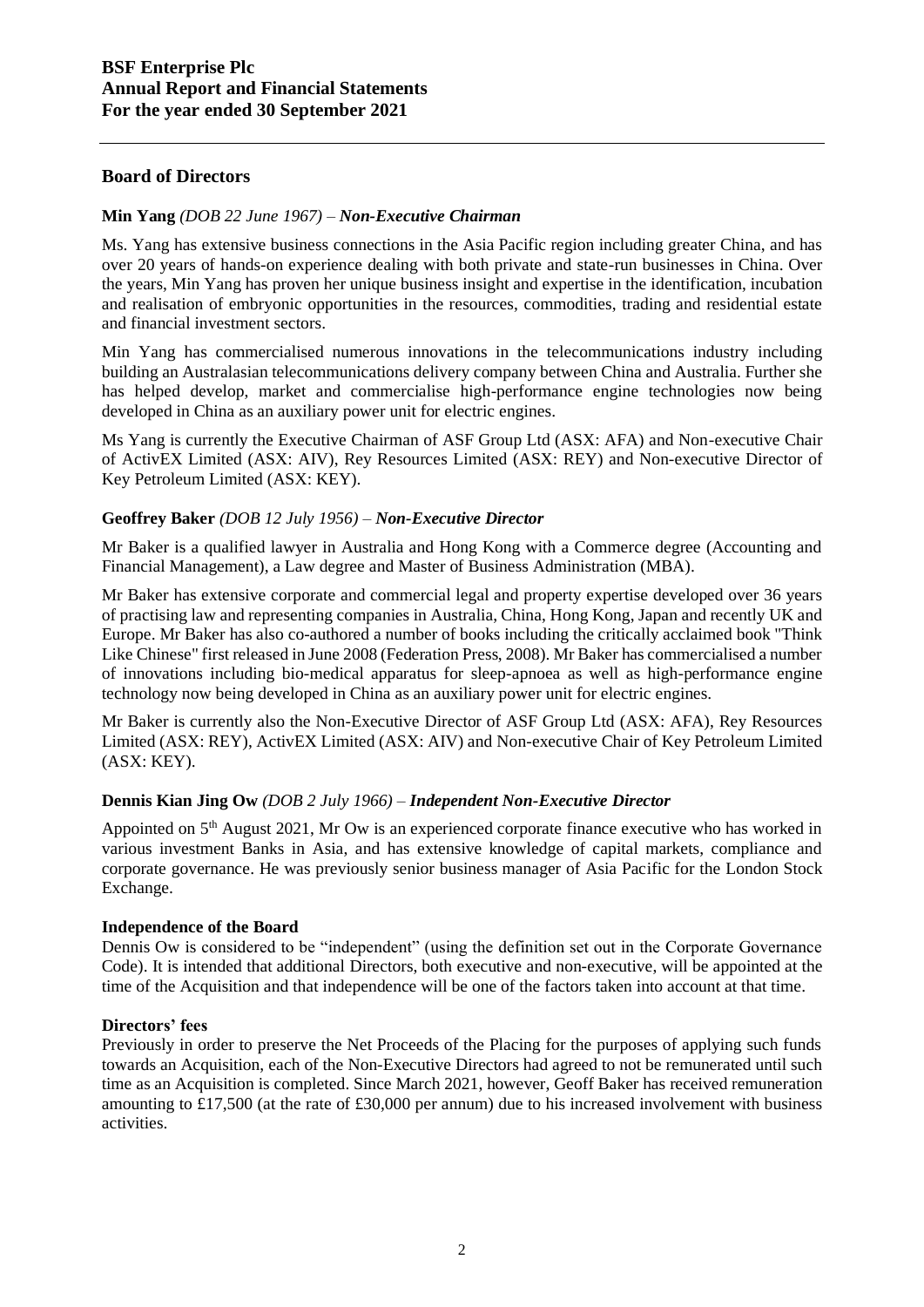## Board of Directors

**Min Yang** *(DOB 22 June 1967)* – ***Non-Executive Chairman***

Ms. Yang has extensive business connections in the Asia Pacific region including greater China, and has over 20 years of hands-on experience dealing with both private and state-run businesses in China. Over the years, Min Yang has proven her unique business insight and expertise in the identification, incubation and realisation of embryonic opportunities in the resources, commodities, trading and residential estate and financial investment sectors.

Min Yang has commercialised numerous innovations in the telecommunications industry including building an Australasian telecommunications delivery company between China and Australia. Further she has helped develop, market and commercialise high-performance engine technologies now being developed in China as an auxiliary power unit for electric engines.

Ms Yang is currently the Executive Chairman of ASF Group Ltd (ASX: AFA) and Non-executive Chair of ActivEX Limited (ASX: AIV), Rey Resources Limited (ASX: REY) and Non-executive Director of Key Petroleum Limited (ASX: KEY).

**Geoffrey Baker** *(DOB 12 July 1956)* – ***Non-Executive Director***

Mr Baker is a qualified lawyer in Australia and Hong Kong with a Commerce degree (Accounting and Financial Management), a Law degree and Master of Business Administration (MBA).

Mr Baker has extensive corporate and commercial legal and property expertise developed over 36 years of practising law and representing companies in Australia, China, Hong Kong, Japan and recently UK and Europe. Mr Baker has also co-authored a number of books including the critically acclaimed book "Think Like Chinese" first released in June 2008 (Federation Press, 2008). Mr Baker has commercialised a number of innovations including bio-medical apparatus for sleep-apnoea as well as high-performance engine technology now being developed in China as an auxiliary power unit for electric engines.

Mr Baker is currently also the Non-Executive Director of ASF Group Ltd (ASX: AFA), Rey Resources Limited (ASX: REY), ActivEX Limited (ASX: AIV) and Non-executive Chair of Key Petroleum Limited (ASX: KEY).

**Dennis Kian Jing Ow** *(DOB 2 July 1966)* – ***Independent Non-Executive Director***

Appointed on 5th August 2021, Mr Ow is an experienced corporate finance executive who has worked in various investment Banks in Asia, and has extensive knowledge of capital markets, compliance and corporate governance. He was previously senior business manager of Asia Pacific for the London Stock Exchange.

**Independence of the Board**

Dennis Ow is considered to be "independent" (using the definition set out in the Corporate Governance Code). It is intended that additional Directors, both executive and non-executive, will be appointed at the time of the Acquisition and that independence will be one of the factors taken into account at that time.

**Directors' fees**

Previously in order to preserve the Net Proceeds of the Placing for the purposes of applying such funds towards an Acquisition, each of the Non-Executive Directors had agreed to not be remunerated until such time as an Acquisition is completed. Since March 2021, however, Geoff Baker has received remuneration amounting to £17,500 (at the rate of £30,000 per annum) due to his increased involvement with business activities.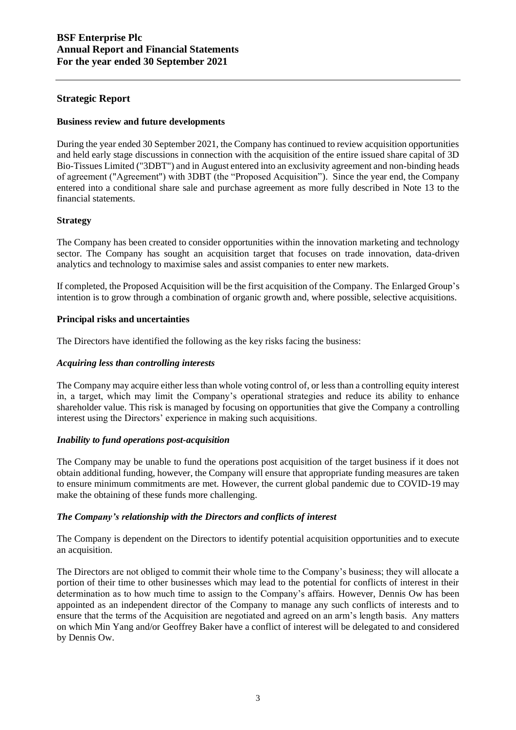## Strategic Report

### Business review and future developments

During the year ended 30 September 2021, the Company has continued to review acquisition opportunities and held early stage discussions in connection with the acquisition of the entire issued share capital of 3D Bio-Tissues Limited ("3DBT") and in August entered into an exclusivity agreement and non-binding heads of agreement ("Agreement") with 3DBT (the "Proposed Acquisition"). Since the year end, the Company entered into a conditional share sale and purchase agreement as more fully described in Note 13 to the financial statements.

### Strategy

The Company has been created to consider opportunities within the innovation marketing and technology sector. The Company has sought an acquisition target that focuses on trade innovation, data-driven analytics and technology to maximise sales and assist companies to enter new markets.

If completed, the Proposed Acquisition will be the first acquisition of the Company. The Enlarged Group's intention is to grow through a combination of organic growth and, where possible, selective acquisitions.

### Principal risks and uncertainties

The Directors have identified the following as the key risks facing the business:

#### *Acquiring less than controlling interests*

The Company may acquire either less than whole voting control of, or less than a controlling equity interest in, a target, which may limit the Company's operational strategies and reduce its ability to enhance shareholder value. This risk is managed by focusing on opportunities that give the Company a controlling interest using the Directors' experience in making such acquisitions.

#### *Inability to fund operations post-acquisition*

The Company may be unable to fund the operations post acquisition of the target business if it does not obtain additional funding, however, the Company will ensure that appropriate funding measures are taken to ensure minimum commitments are met. However, the current global pandemic due to COVID-19 may make the obtaining of these funds more challenging.

#### *The Company's relationship with the Directors and conflicts of interest*

The Company is dependent on the Directors to identify potential acquisition opportunities and to execute an acquisition.

The Directors are not obliged to commit their whole time to the Company's business; they will allocate a portion of their time to other businesses which may lead to the potential for conflicts of interest in their determination as to how much time to assign to the Company's affairs. However, Dennis Ow has been appointed as an independent director of the Company to manage any such conflicts of interests and to ensure that the terms of the Acquisition are negotiated and agreed on an arm's length basis. Any matters on which Min Yang and/or Geoffrey Baker have a conflict of interest will be delegated to and considered by Dennis Ow.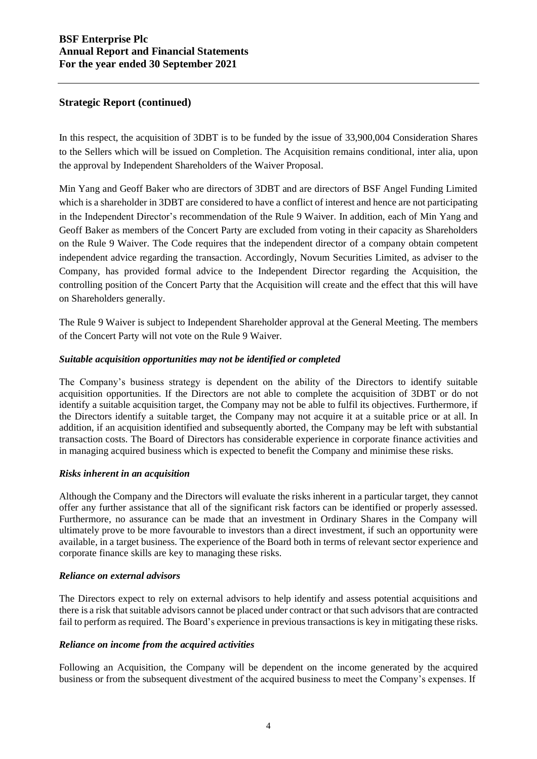## Strategic Report (continued)

In this respect, the acquisition of 3DBT is to be funded by the issue of 33,900,004 Consideration Shares to the Sellers which will be issued on Completion. The Acquisition remains conditional, inter alia, upon the approval by Independent Shareholders of the Waiver Proposal.

Min Yang and Geoff Baker who are directors of 3DBT and are directors of BSF Angel Funding Limited which is a shareholder in 3DBT are considered to have a conflict of interest and hence are not participating in the Independent Director's recommendation of the Rule 9 Waiver. In addition, each of Min Yang and Geoff Baker as members of the Concert Party are excluded from voting in their capacity as Shareholders on the Rule 9 Waiver. The Code requires that the independent director of a company obtain competent independent advice regarding the transaction. Accordingly, Novum Securities Limited, as adviser to the Company, has provided formal advice to the Independent Director regarding the Acquisition, the controlling position of the Concert Party that the Acquisition will create and the effect that this will have on Shareholders generally.

The Rule 9 Waiver is subject to Independent Shareholder approval at the General Meeting. The members of the Concert Party will not vote on the Rule 9 Waiver.

### *Suitable acquisition opportunities may not be identified or completed*

The Company's business strategy is dependent on the ability of the Directors to identify suitable acquisition opportunities. If the Directors are not able to complete the acquisition of 3DBT or do not identify a suitable acquisition target, the Company may not be able to fulfil its objectives. Furthermore, if the Directors identify a suitable target, the Company may not acquire it at a suitable price or at all. In addition, if an acquisition identified and subsequently aborted, the Company may be left with substantial transaction costs. The Board of Directors has considerable experience in corporate finance activities and in managing acquired business which is expected to benefit the Company and minimise these risks.

### *Risks inherent in an acquisition*

Although the Company and the Directors will evaluate the risks inherent in a particular target, they cannot offer any further assistance that all of the significant risk factors can be identified or properly assessed. Furthermore, no assurance can be made that an investment in Ordinary Shares in the Company will ultimately prove to be more favourable to investors than a direct investment, if such an opportunity were available, in a target business. The experience of the Board both in terms of relevant sector experience and corporate finance skills are key to managing these risks.

### *Reliance on external advisors*

The Directors expect to rely on external advisors to help identify and assess potential acquisitions and there is a risk that suitable advisors cannot be placed under contract or that such advisors that are contracted fail to perform as required. The Board's experience in previous transactions is key in mitigating these risks.

### *Reliance on income from the acquired activities*

Following an Acquisition, the Company will be dependent on the income generated by the acquired business or from the subsequent divestment of the acquired business to meet the Company's expenses. If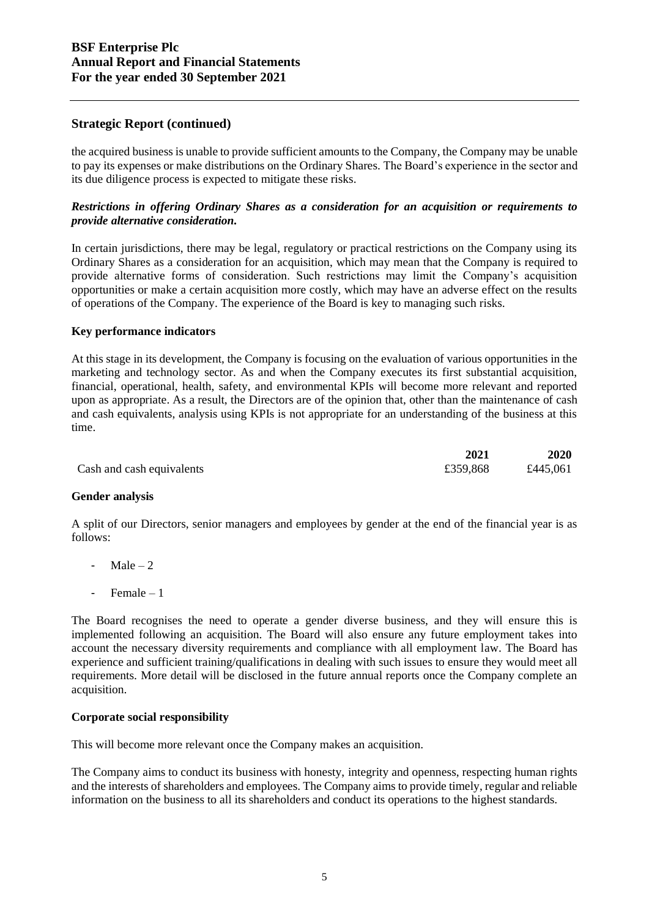## Strategic Report (continued)

the acquired business is unable to provide sufficient amounts to the Company, the Company may be unable to pay its expenses or make distributions on the Ordinary Shares. The Board's experience in the sector and its due diligence process is expected to mitigate these risks.

***Restrictions in offering Ordinary Shares as a consideration for an acquisition or requirements to provide alternative consideration.***

In certain jurisdictions, there may be legal, regulatory or practical restrictions on the Company using its Ordinary Shares as a consideration for an acquisition, which may mean that the Company is required to provide alternative forms of consideration. Such restrictions may limit the Company's acquisition opportunities or make a certain acquisition more costly, which may have an adverse effect on the results of operations of the Company. The experience of the Board is key to managing such risks.

**Key performance indicators**

At this stage in its development, the Company is focusing on the evaluation of various opportunities in the marketing and technology sector. As and when the Company executes its first substantial acquisition, financial, operational, health, safety, and environmental KPIs will become more relevant and reported upon as appropriate. As a result, the Directors are of the opinion that, other than the maintenance of cash and cash equivalents, analysis using KPIs is not appropriate for an understanding of the business at this time.

| | 2021 | 2020 |
|---|---|---|
| Cash and cash equivalents | £359,868 | £445,061 |

**Gender analysis**

A split of our Directors, senior managers and employees by gender at the end of the financial year is as follows:

- Male – 2
- Female – 1

The Board recognises the need to operate a gender diverse business, and they will ensure this is implemented following an acquisition. The Board will also ensure any future employment takes into account the necessary diversity requirements and compliance with all employment law. The Board has experience and sufficient training/qualifications in dealing with such issues to ensure they would meet all requirements. More detail will be disclosed in the future annual reports once the Company complete an acquisition.

**Corporate social responsibility**

This will become more relevant once the Company makes an acquisition.

The Company aims to conduct its business with honesty, integrity and openness, respecting human rights and the interests of shareholders and employees. The Company aims to provide timely, regular and reliable information on the business to all its shareholders and conduct its operations to the highest standards.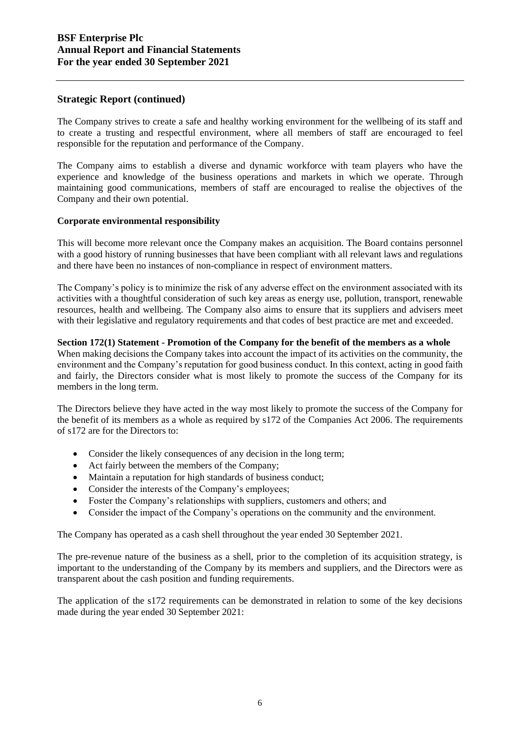## Strategic Report (continued)

The Company strives to create a safe and healthy working environment for the wellbeing of its staff and to create a trusting and respectful environment, where all members of staff are encouraged to feel responsible for the reputation and performance of the Company.

The Company aims to establish a diverse and dynamic workforce with team players who have the experience and knowledge of the business operations and markets in which we operate. Through maintaining good communications, members of staff are encouraged to realise the objectives of the Company and their own potential.

**Corporate environmental responsibility**

This will become more relevant once the Company makes an acquisition. The Board contains personnel with a good history of running businesses that have been compliant with all relevant laws and regulations and there have been no instances of non-compliance in respect of environment matters.

The Company's policy is to minimize the risk of any adverse effect on the environment associated with its activities with a thoughtful consideration of such key areas as energy use, pollution, transport, renewable resources, health and wellbeing. The Company also aims to ensure that its suppliers and advisers meet with their legislative and regulatory requirements and that codes of best practice are met and exceeded.

**Section 172(1) Statement - Promotion of the Company for the benefit of the members as a whole**

When making decisions the Company takes into account the impact of its activities on the community, the environment and the Company's reputation for good business conduct. In this context, acting in good faith and fairly, the Directors consider what is most likely to promote the success of the Company for its members in the long term.

The Directors believe they have acted in the way most likely to promote the success of the Company for the benefit of its members as a whole as required by s172 of the Companies Act 2006. The requirements of s172 are for the Directors to:

- Consider the likely consequences of any decision in the long term;
- Act fairly between the members of the Company;
- Maintain a reputation for high standards of business conduct;
- Consider the interests of the Company's employees;
- Foster the Company's relationships with suppliers, customers and others; and
- Consider the impact of the Company's operations on the community and the environment.

The Company has operated as a cash shell throughout the year ended 30 September 2021.

The pre-revenue nature of the business as a shell, prior to the completion of its acquisition strategy, is important to the understanding of the Company by its members and suppliers, and the Directors were as transparent about the cash position and funding requirements.

The application of the s172 requirements can be demonstrated in relation to some of the key decisions made during the year ended 30 September 2021: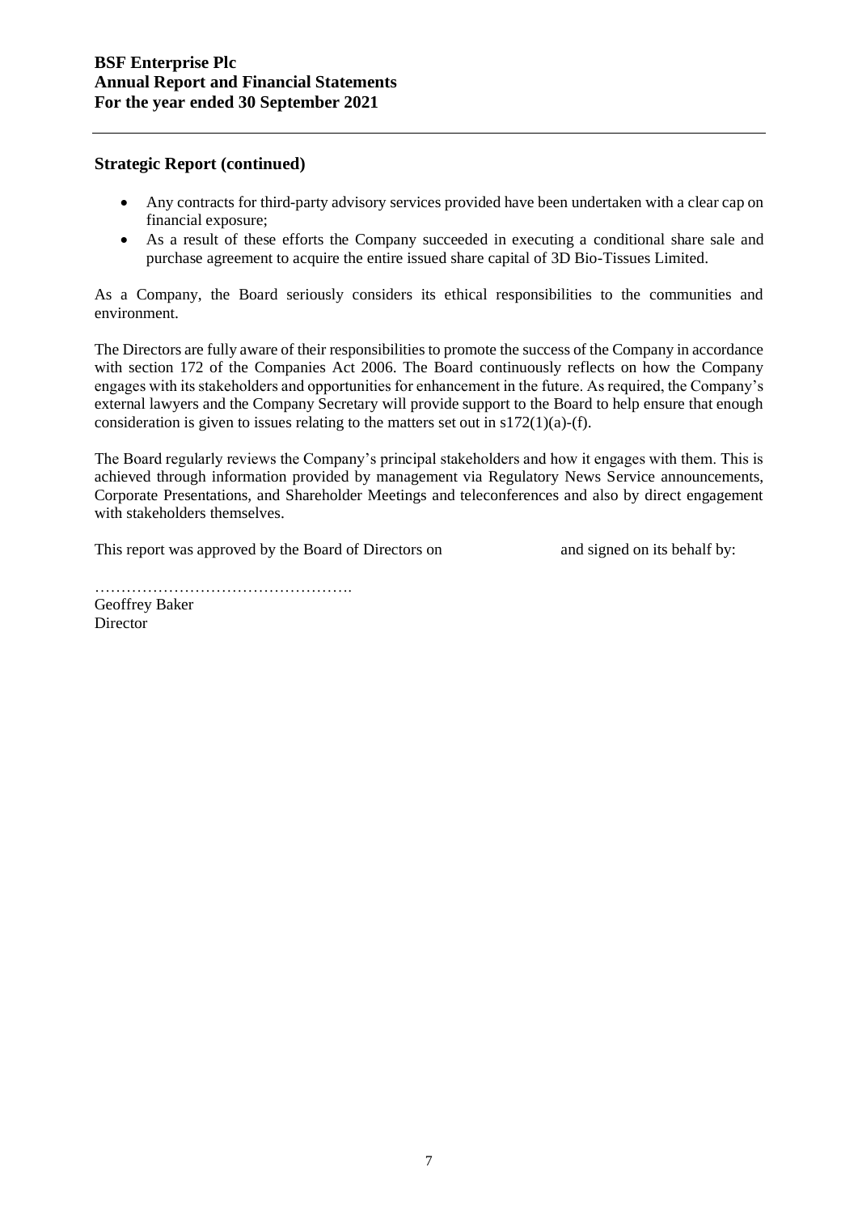## Strategic Report (continued)

- Any contracts for third-party advisory services provided have been undertaken with a clear cap on financial exposure;
- As a result of these efforts the Company succeeded in executing a conditional share sale and purchase agreement to acquire the entire issued share capital of 3D Bio-Tissues Limited.

As a Company, the Board seriously considers its ethical responsibilities to the communities and environment.

The Directors are fully aware of their responsibilities to promote the success of the Company in accordance with section 172 of the Companies Act 2006. The Board continuously reflects on how the Company engages with its stakeholders and opportunities for enhancement in the future. As required, the Company's external lawyers and the Company Secretary will provide support to the Board to help ensure that enough consideration is given to issues relating to the matters set out in s172(1)(a)-(f).

The Board regularly reviews the Company's principal stakeholders and how it engages with them. This is achieved through information provided by management via Regulatory News Service announcements, Corporate Presentations, and Shareholder Meetings and teleconferences and also by direct engagement with stakeholders themselves.

This report was approved by the Board of Directors on and signed on its behalf by:

………………………………………….
Geoffrey Baker
Director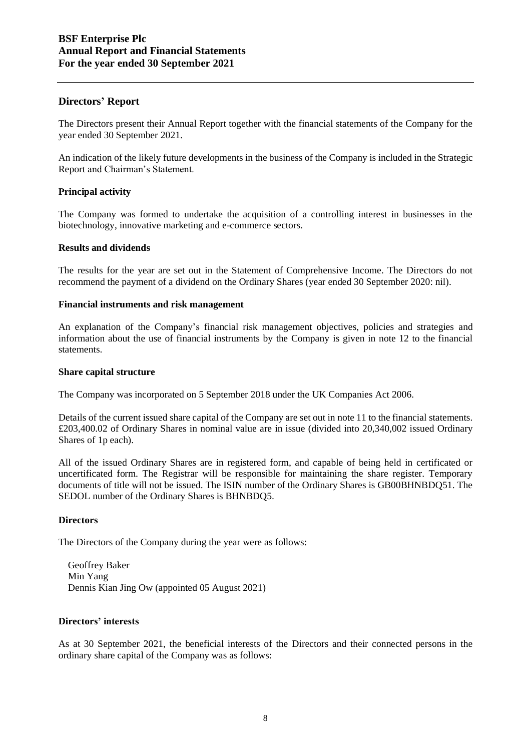## Directors' Report

The Directors present their Annual Report together with the financial statements of the Company for the year ended 30 September 2021.

An indication of the likely future developments in the business of the Company is included in the Strategic Report and Chairman's Statement.

### Principal activity

The Company was formed to undertake the acquisition of a controlling interest in businesses in the biotechnology, innovative marketing and e-commerce sectors.

### Results and dividends

The results for the year are set out in the Statement of Comprehensive Income. The Directors do not recommend the payment of a dividend on the Ordinary Shares (year ended 30 September 2020: nil).

### Financial instruments and risk management

An explanation of the Company's financial risk management objectives, policies and strategies and information about the use of financial instruments by the Company is given in note 12 to the financial statements.

### Share capital structure

The Company was incorporated on 5 September 2018 under the UK Companies Act 2006.

Details of the current issued share capital of the Company are set out in note 11 to the financial statements. £203,400.02 of Ordinary Shares in nominal value are in issue (divided into 20,340,002 issued Ordinary Shares of 1p each).

All of the issued Ordinary Shares are in registered form, and capable of being held in certificated or uncertificated form. The Registrar will be responsible for maintaining the share register. Temporary documents of title will not be issued. The ISIN number of the Ordinary Shares is GB00BHNBDQ51. The SEDOL number of the Ordinary Shares is BHNBDQ5.

### Directors

The Directors of the Company during the year were as follows:

Geoffrey Baker
Min Yang
Dennis Kian Jing Ow (appointed 05 August 2021)

### Directors' interests

As at 30 September 2021, the beneficial interests of the Directors and their connected persons in the ordinary share capital of the Company was as follows: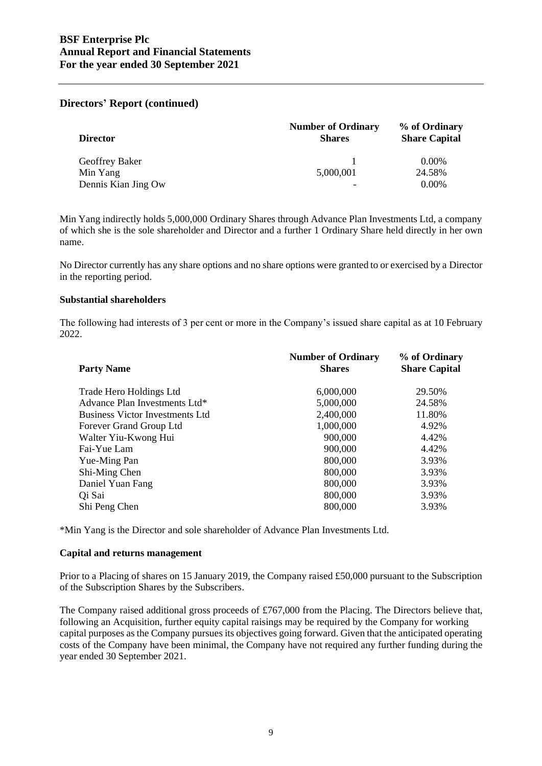## Directors' Report (continued)

| Director | Number of Ordinary Shares | % of Ordinary Share Capital |
|---|---|---|
| Geoffrey Baker | 1 | 0.00% |
| Min Yang | 5,000,001 | 24.58% |
| Dennis Kian Jing Ow | - | 0.00% |

Min Yang indirectly holds 5,000,000 Ordinary Shares through Advance Plan Investments Ltd, a company of which she is the sole shareholder and Director and a further 1 Ordinary Share held directly in her own name.

No Director currently has any share options and no share options were granted to or exercised by a Director in the reporting period.

### Substantial shareholders

The following had interests of 3 per cent or more in the Company's issued share capital as at 10 February 2022.

| Party Name | Number of Ordinary Shares | % of Ordinary Share Capital |
|---|---|---|
| Trade Hero Holdings Ltd | 6,000,000 | 29.50% |
| Advance Plan Investments Ltd* | 5,000,000 | 24.58% |
| Business Victor Investments Ltd | 2,400,000 | 11.80% |
| Forever Grand Group Ltd | 1,000,000 | 4.92% |
| Walter Yiu-Kwong Hui | 900,000 | 4.42% |
| Fai-Yue Lam | 900,000 | 4.42% |
| Yue-Ming Pan | 800,000 | 3.93% |
| Shi-Ming Chen | 800,000 | 3.93% |
| Daniel Yuan Fang | 800,000 | 3.93% |
| Qi Sai | 800,000 | 3.93% |
| Shi Peng Chen | 800,000 | 3.93% |

*Min Yang is the Director and sole shareholder of Advance Plan Investments Ltd.

### Capital and returns management

Prior to a Placing of shares on 15 January 2019, the Company raised £50,000 pursuant to the Subscription of the Subscription Shares by the Subscribers.

The Company raised additional gross proceeds of £767,000 from the Placing. The Directors believe that, following an Acquisition, further equity capital raisings may be required by the Company for working capital purposes as the Company pursues its objectives going forward. Given that the anticipated operating costs of the Company have been minimal, the Company have not required any further funding during the year ended 30 September 2021.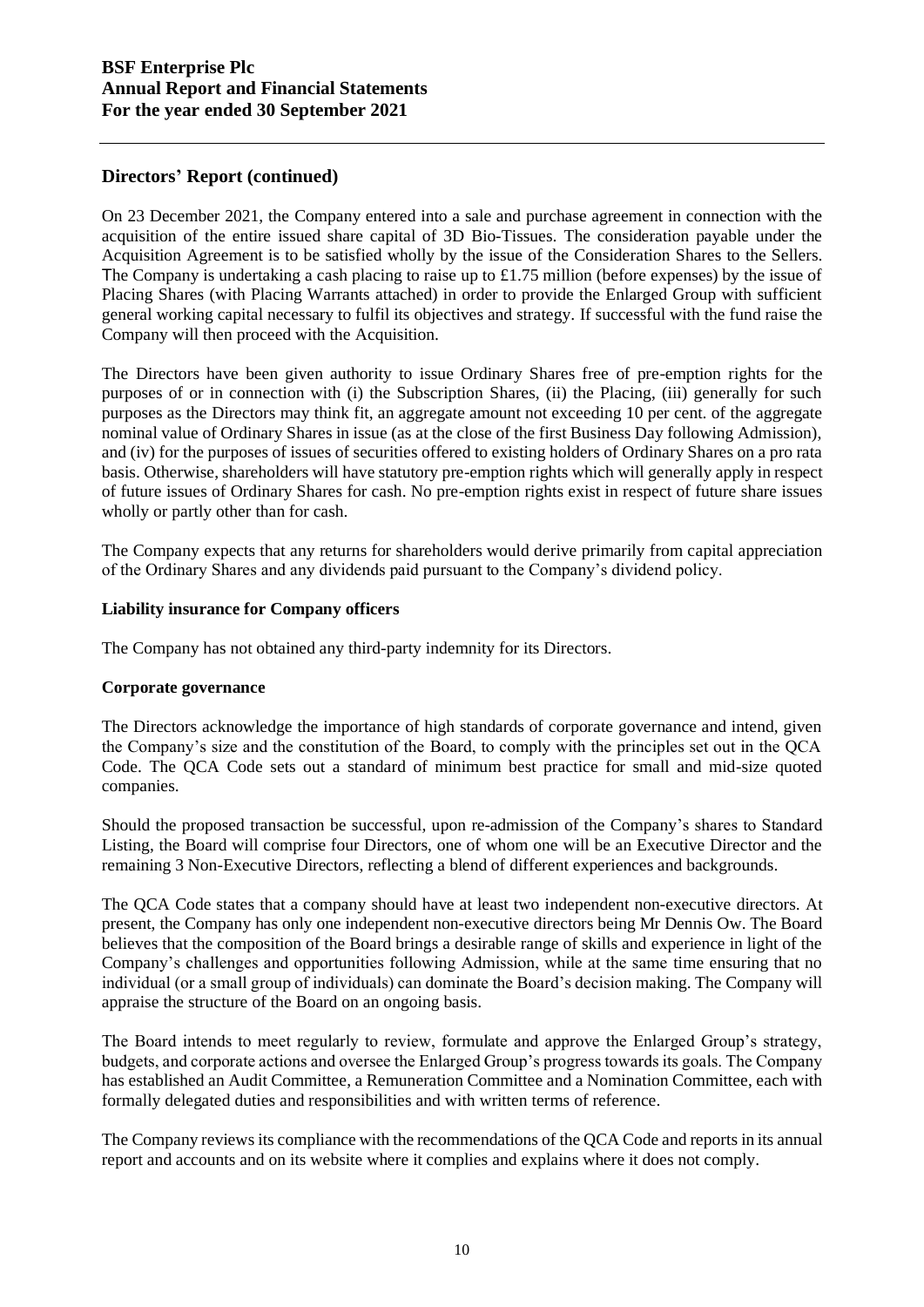## Directors' Report (continued)

On 23 December 2021, the Company entered into a sale and purchase agreement in connection with the acquisition of the entire issued share capital of 3D Bio-Tissues. The consideration payable under the Acquisition Agreement is to be satisfied wholly by the issue of the Consideration Shares to the Sellers. The Company is undertaking a cash placing to raise up to £1.75 million (before expenses) by the issue of Placing Shares (with Placing Warrants attached) in order to provide the Enlarged Group with sufficient general working capital necessary to fulfil its objectives and strategy. If successful with the fund raise the Company will then proceed with the Acquisition.

The Directors have been given authority to issue Ordinary Shares free of pre-emption rights for the purposes of or in connection with (i) the Subscription Shares, (ii) the Placing, (iii) generally for such purposes as the Directors may think fit, an aggregate amount not exceeding 10 per cent. of the aggregate nominal value of Ordinary Shares in issue (as at the close of the first Business Day following Admission), and (iv) for the purposes of issues of securities offered to existing holders of Ordinary Shares on a pro rata basis. Otherwise, shareholders will have statutory pre-emption rights which will generally apply in respect of future issues of Ordinary Shares for cash. No pre-emption rights exist in respect of future share issues wholly or partly other than for cash.

The Company expects that any returns for shareholders would derive primarily from capital appreciation of the Ordinary Shares and any dividends paid pursuant to the Company's dividend policy.

### Liability insurance for Company officers

The Company has not obtained any third-party indemnity for its Directors.

### Corporate governance

The Directors acknowledge the importance of high standards of corporate governance and intend, given the Company's size and the constitution of the Board, to comply with the principles set out in the QCA Code. The QCA Code sets out a standard of minimum best practice for small and mid-size quoted companies.

Should the proposed transaction be successful, upon re-admission of the Company's shares to Standard Listing, the Board will comprise four Directors, one of whom one will be an Executive Director and the remaining 3 Non-Executive Directors, reflecting a blend of different experiences and backgrounds.

The QCA Code states that a company should have at least two independent non-executive directors. At present, the Company has only one independent non-executive directors being Mr Dennis Ow. The Board believes that the composition of the Board brings a desirable range of skills and experience in light of the Company's challenges and opportunities following Admission, while at the same time ensuring that no individual (or a small group of individuals) can dominate the Board's decision making. The Company will appraise the structure of the Board on an ongoing basis.

The Board intends to meet regularly to review, formulate and approve the Enlarged Group's strategy, budgets, and corporate actions and oversee the Enlarged Group's progress towards its goals. The Company has established an Audit Committee, a Remuneration Committee and a Nomination Committee, each with formally delegated duties and responsibilities and with written terms of reference.

The Company reviews its compliance with the recommendations of the QCA Code and reports in its annual report and accounts and on its website where it complies and explains where it does not comply.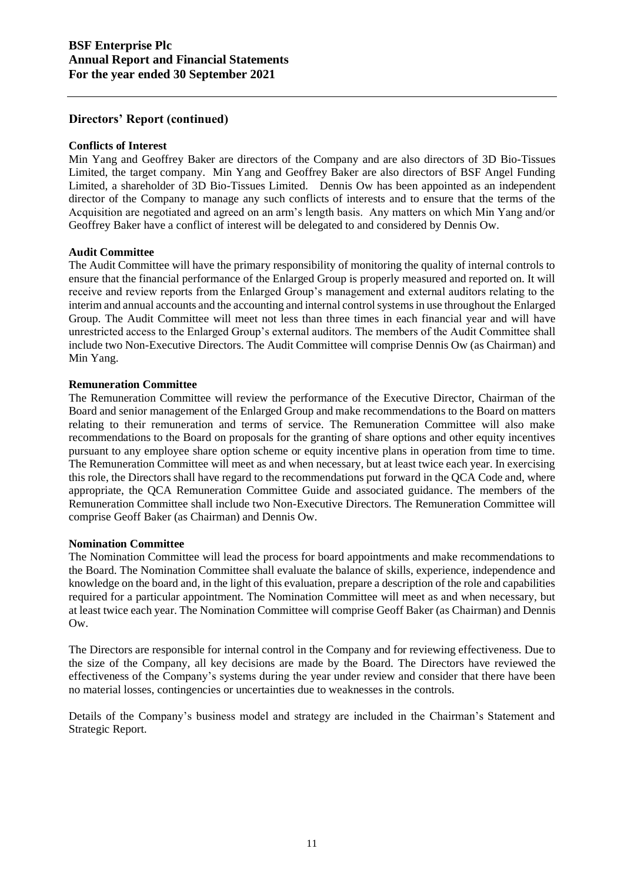## Directors' Report (continued)

**Conflicts of Interest**

Min Yang and Geoffrey Baker are directors of the Company and are also directors of 3D Bio-Tissues Limited, the target company. Min Yang and Geoffrey Baker are also directors of BSF Angel Funding Limited, a shareholder of 3D Bio-Tissues Limited. Dennis Ow has been appointed as an independent director of the Company to manage any such conflicts of interests and to ensure that the terms of the Acquisition are negotiated and agreed on an arm's length basis. Any matters on which Min Yang and/or Geoffrey Baker have a conflict of interest will be delegated to and considered by Dennis Ow.

**Audit Committee**

The Audit Committee will have the primary responsibility of monitoring the quality of internal controls to ensure that the financial performance of the Enlarged Group is properly measured and reported on. It will receive and review reports from the Enlarged Group's management and external auditors relating to the interim and annual accounts and the accounting and internal control systems in use throughout the Enlarged Group. The Audit Committee will meet not less than three times in each financial year and will have unrestricted access to the Enlarged Group's external auditors. The members of the Audit Committee shall include two Non-Executive Directors. The Audit Committee will comprise Dennis Ow (as Chairman) and Min Yang.

**Remuneration Committee**

The Remuneration Committee will review the performance of the Executive Director, Chairman of the Board and senior management of the Enlarged Group and make recommendations to the Board on matters relating to their remuneration and terms of service. The Remuneration Committee will also make recommendations to the Board on proposals for the granting of share options and other equity incentives pursuant to any employee share option scheme or equity incentive plans in operation from time to time. The Remuneration Committee will meet as and when necessary, but at least twice each year. In exercising this role, the Directors shall have regard to the recommendations put forward in the QCA Code and, where appropriate, the QCA Remuneration Committee Guide and associated guidance. The members of the Remuneration Committee shall include two Non-Executive Directors. The Remuneration Committee will comprise Geoff Baker (as Chairman) and Dennis Ow.

**Nomination Committee**

The Nomination Committee will lead the process for board appointments and make recommendations to the Board. The Nomination Committee shall evaluate the balance of skills, experience, independence and knowledge on the board and, in the light of this evaluation, prepare a description of the role and capabilities required for a particular appointment. The Nomination Committee will meet as and when necessary, but at least twice each year. The Nomination Committee will comprise Geoff Baker (as Chairman) and Dennis Ow.

The Directors are responsible for internal control in the Company and for reviewing effectiveness. Due to the size of the Company, all key decisions are made by the Board. The Directors have reviewed the effectiveness of the Company's systems during the year under review and consider that there have been no material losses, contingencies or uncertainties due to weaknesses in the controls.

Details of the Company's business model and strategy are included in the Chairman's Statement and Strategic Report.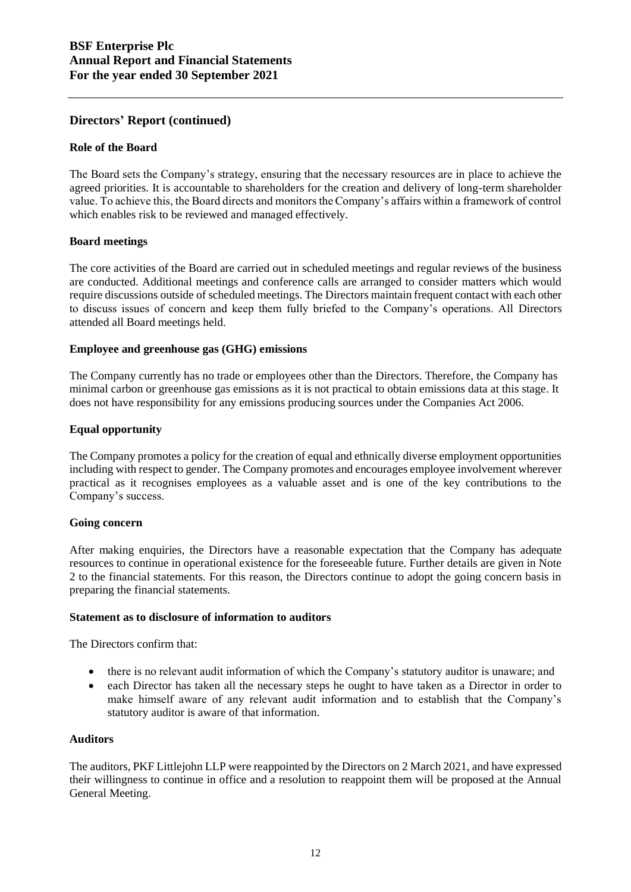## Directors' Report (continued)

### Role of the Board

The Board sets the Company's strategy, ensuring that the necessary resources are in place to achieve the agreed priorities. It is accountable to shareholders for the creation and delivery of long-term shareholder value. To achieve this, the Board directs and monitors the Company's affairs within a framework of control which enables risk to be reviewed and managed effectively.

### Board meetings

The core activities of the Board are carried out in scheduled meetings and regular reviews of the business are conducted. Additional meetings and conference calls are arranged to consider matters which would require discussions outside of scheduled meetings. The Directors maintain frequent contact with each other to discuss issues of concern and keep them fully briefed to the Company's operations. All Directors attended all Board meetings held.

### Employee and greenhouse gas (GHG) emissions

The Company currently has no trade or employees other than the Directors. Therefore, the Company has minimal carbon or greenhouse gas emissions as it is not practical to obtain emissions data at this stage. It does not have responsibility for any emissions producing sources under the Companies Act 2006.

### Equal opportunity

The Company promotes a policy for the creation of equal and ethnically diverse employment opportunities including with respect to gender. The Company promotes and encourages employee involvement wherever practical as it recognises employees as a valuable asset and is one of the key contributions to the Company's success.

### Going concern

After making enquiries, the Directors have a reasonable expectation that the Company has adequate resources to continue in operational existence for the foreseeable future. Further details are given in Note 2 to the financial statements. For this reason, the Directors continue to adopt the going concern basis in preparing the financial statements.

### Statement as to disclosure of information to auditors

The Directors confirm that:

- there is no relevant audit information of which the Company's statutory auditor is unaware; and
- each Director has taken all the necessary steps he ought to have taken as a Director in order to make himself aware of any relevant audit information and to establish that the Company's statutory auditor is aware of that information.

### Auditors

The auditors, PKF Littlejohn LLP were reappointed by the Directors on 2 March 2021, and have expressed their willingness to continue in office and a resolution to reappoint them will be proposed at the Annual General Meeting.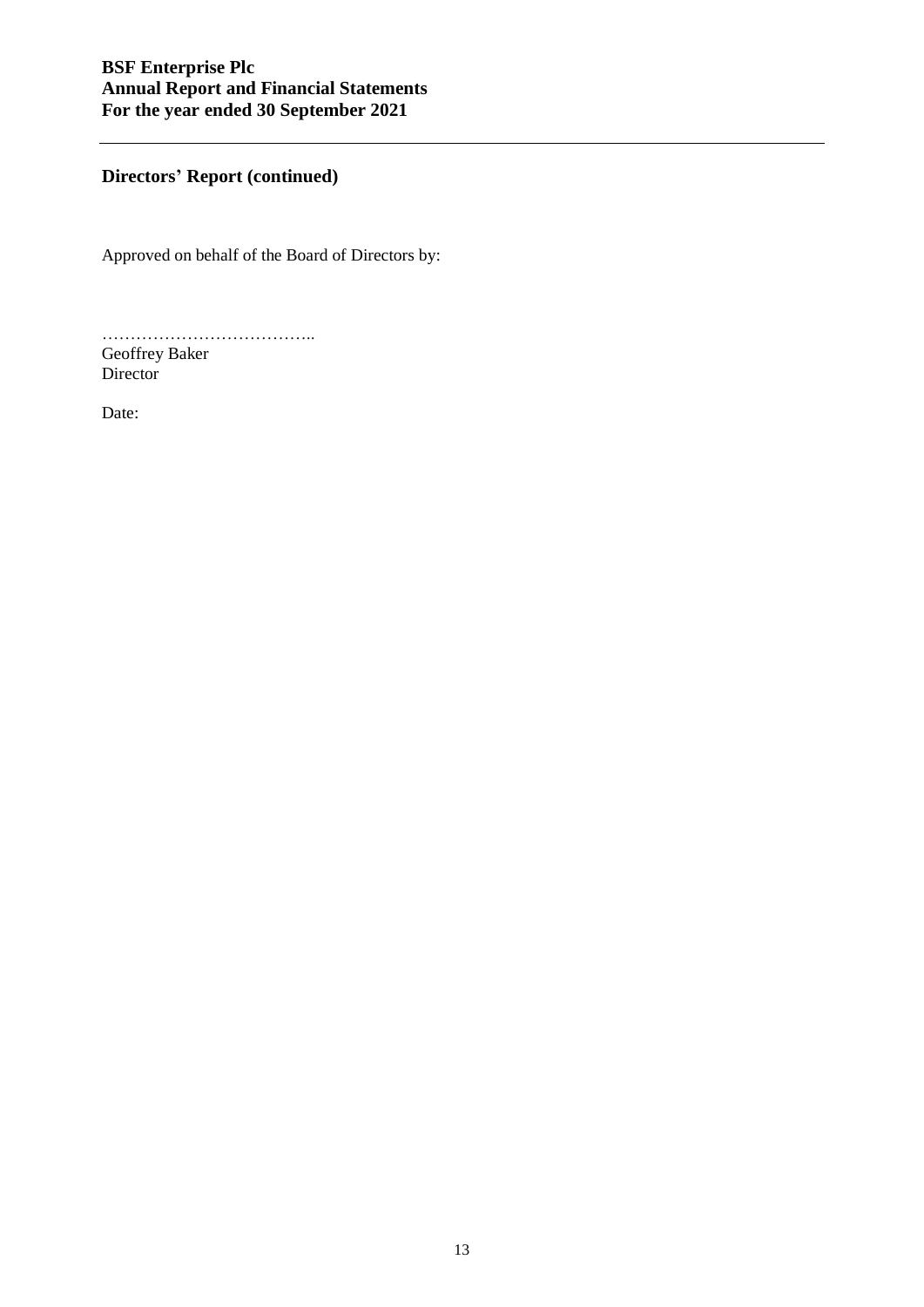## Directors' Report (continued)

Approved on behalf of the Board of Directors by:

………………………………..
Geoffrey Baker
Director

Date: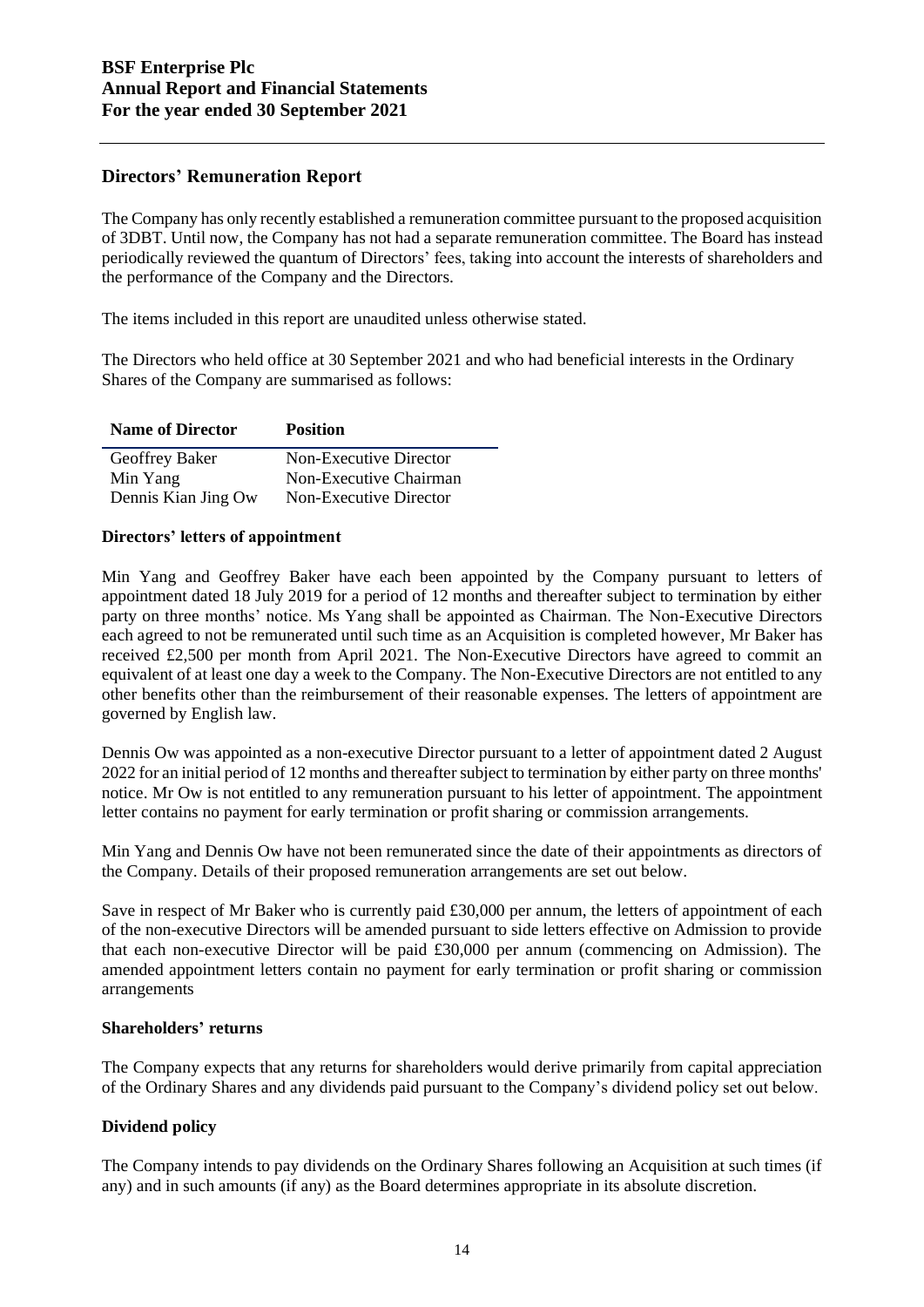## Directors' Remuneration Report

The Company has only recently established a remuneration committee pursuant to the proposed acquisition of 3DBT. Until now, the Company has not had a separate remuneration committee. The Board has instead periodically reviewed the quantum of Directors' fees, taking into account the interests of shareholders and the performance of the Company and the Directors.

The items included in this report are unaudited unless otherwise stated.

The Directors who held office at 30 September 2021 and who had beneficial interests in the Ordinary Shares of the Company are summarised as follows:

| Name of Director | Position |
|---|---|
| Geoffrey Baker | Non-Executive Director |
| Min Yang | Non-Executive Chairman |
| Dennis Kian Jing Ow | Non-Executive Director |

### Directors' letters of appointment

Min Yang and Geoffrey Baker have each been appointed by the Company pursuant to letters of appointment dated 18 July 2019 for a period of 12 months and thereafter subject to termination by either party on three months' notice. Ms Yang shall be appointed as Chairman. The Non-Executive Directors each agreed to not be remunerated until such time as an Acquisition is completed however, Mr Baker has received £2,500 per month from April 2021. The Non-Executive Directors have agreed to commit an equivalent of at least one day a week to the Company. The Non-Executive Directors are not entitled to any other benefits other than the reimbursement of their reasonable expenses. The letters of appointment are governed by English law.

Dennis Ow was appointed as a non-executive Director pursuant to a letter of appointment dated 2 August 2022 for an initial period of 12 months and thereafter subject to termination by either party on three months' notice. Mr Ow is not entitled to any remuneration pursuant to his letter of appointment. The appointment letter contains no payment for early termination or profit sharing or commission arrangements.

Min Yang and Dennis Ow have not been remunerated since the date of their appointments as directors of the Company. Details of their proposed remuneration arrangements are set out below.

Save in respect of Mr Baker who is currently paid £30,000 per annum, the letters of appointment of each of the non-executive Directors will be amended pursuant to side letters effective on Admission to provide that each non-executive Director will be paid £30,000 per annum (commencing on Admission). The amended appointment letters contain no payment for early termination or profit sharing or commission arrangements

### Shareholders' returns

The Company expects that any returns for shareholders would derive primarily from capital appreciation of the Ordinary Shares and any dividends paid pursuant to the Company's dividend policy set out below.

### Dividend policy

The Company intends to pay dividends on the Ordinary Shares following an Acquisition at such times (if any) and in such amounts (if any) as the Board determines appropriate in its absolute discretion.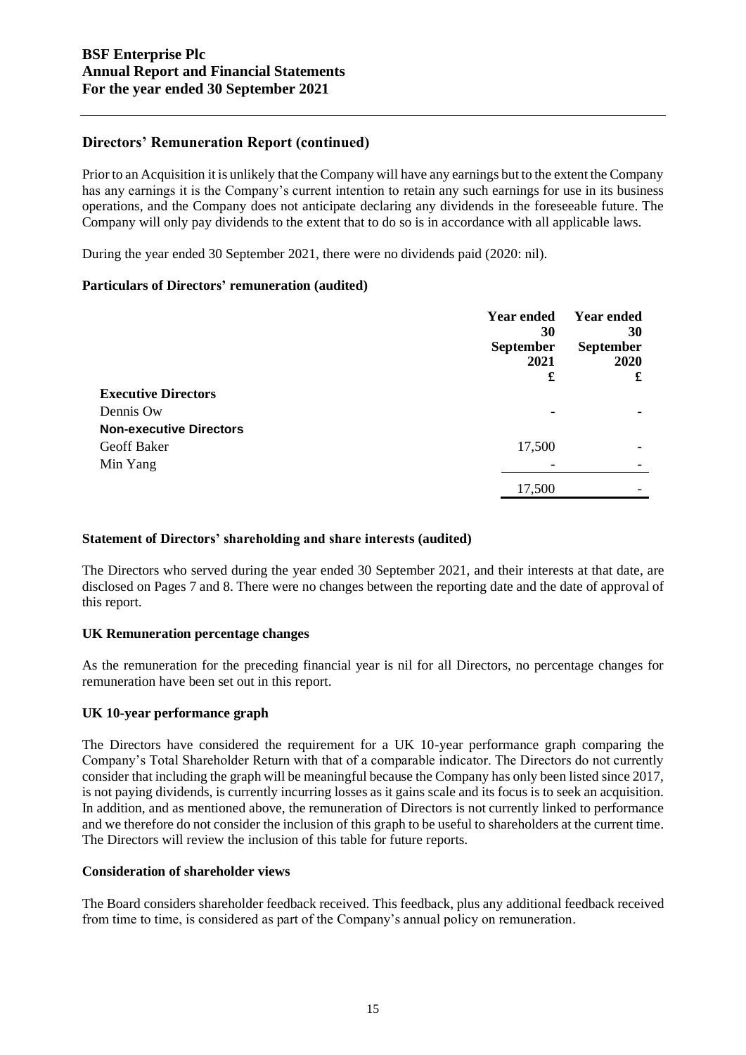## Directors' Remuneration Report (continued)

Prior to an Acquisition it is unlikely that the Company will have any earnings but to the extent the Company has any earnings it is the Company's current intention to retain any such earnings for use in its business operations, and the Company does not anticipate declaring any dividends in the foreseeable future. The Company will only pay dividends to the extent that to do so is in accordance with all applicable laws.

During the year ended 30 September 2021, there were no dividends paid (2020: nil).

### Particulars of Directors' remuneration (audited)

| | Year ended 30 September 2021 £ | Year ended 30 September 2020 £ |
|---|---|---|
| **Executive Directors** | | |
| Dennis Ow | - | - |
| **Non-executive Directors** | | |
| Geoff Baker | 17,500 | - |
| Min Yang | - | - |
| | 17,500 | - |

### Statement of Directors' shareholding and share interests (audited)

The Directors who served during the year ended 30 September 2021, and their interests at that date, are disclosed on Pages 7 and 8. There were no changes between the reporting date and the date of approval of this report.

### UK Remuneration percentage changes

As the remuneration for the preceding financial year is nil for all Directors, no percentage changes for remuneration have been set out in this report.

### UK 10-year performance graph

The Directors have considered the requirement for a UK 10-year performance graph comparing the Company's Total Shareholder Return with that of a comparable indicator. The Directors do not currently consider that including the graph will be meaningful because the Company has only been listed since 2017, is not paying dividends, is currently incurring losses as it gains scale and its focus is to seek an acquisition. In addition, and as mentioned above, the remuneration of Directors is not currently linked to performance and we therefore do not consider the inclusion of this graph to be useful to shareholders at the current time. The Directors will review the inclusion of this table for future reports.

### Consideration of shareholder views

The Board considers shareholder feedback received. This feedback, plus any additional feedback received from time to time, is considered as part of the Company's annual policy on remuneration.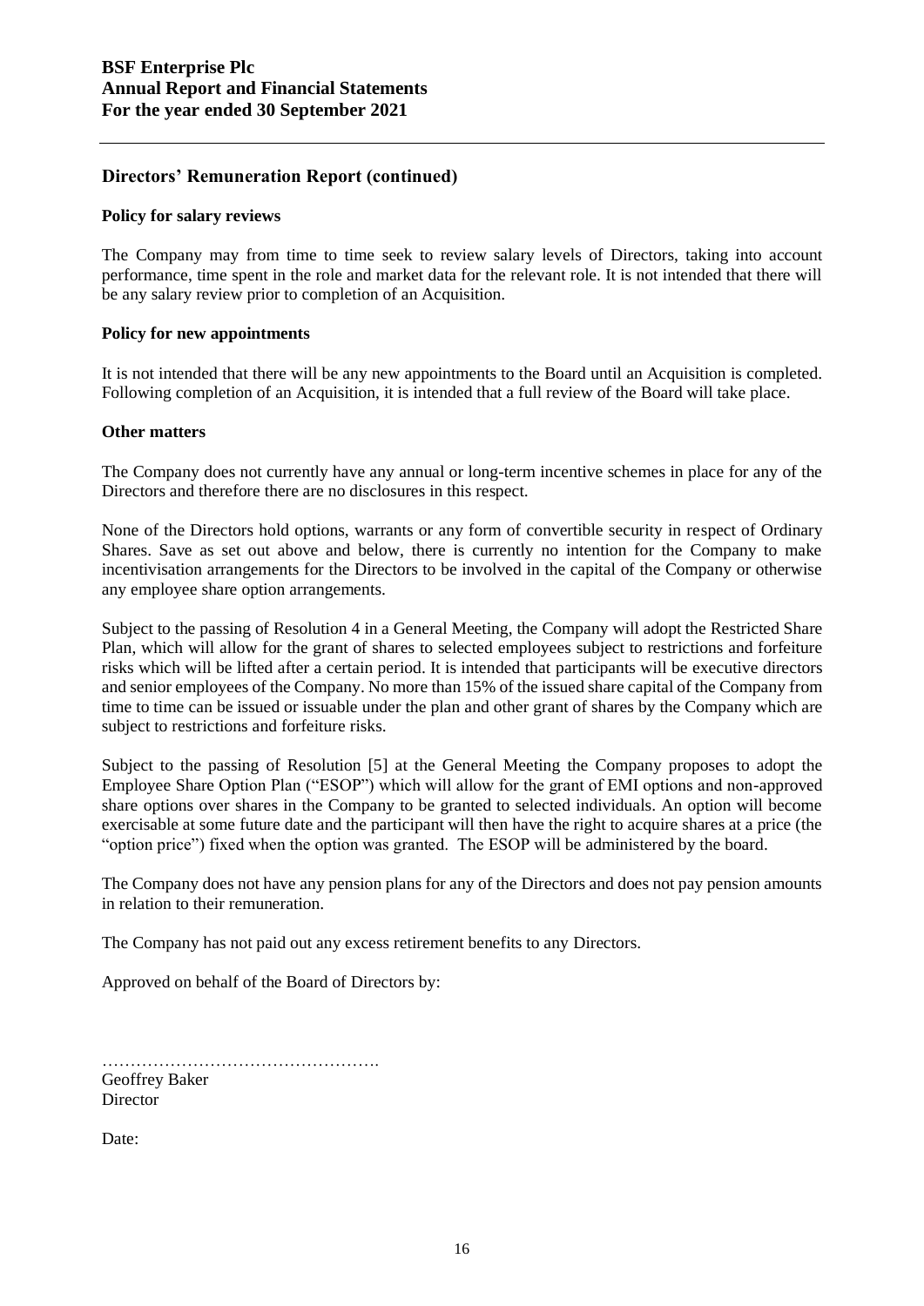## Directors' Remuneration Report (continued)

### Policy for salary reviews

The Company may from time to time seek to review salary levels of Directors, taking into account performance, time spent in the role and market data for the relevant role. It is not intended that there will be any salary review prior to completion of an Acquisition.

### Policy for new appointments

It is not intended that there will be any new appointments to the Board until an Acquisition is completed. Following completion of an Acquisition, it is intended that a full review of the Board will take place.

### Other matters

The Company does not currently have any annual or long-term incentive schemes in place for any of the Directors and therefore there are no disclosures in this respect.

None of the Directors hold options, warrants or any form of convertible security in respect of Ordinary Shares. Save as set out above and below, there is currently no intention for the Company to make incentivisation arrangements for the Directors to be involved in the capital of the Company or otherwise any employee share option arrangements.

Subject to the passing of Resolution 4 in a General Meeting, the Company will adopt the Restricted Share Plan, which will allow for the grant of shares to selected employees subject to restrictions and forfeiture risks which will be lifted after a certain period. It is intended that participants will be executive directors and senior employees of the Company. No more than 15% of the issued share capital of the Company from time to time can be issued or issuable under the plan and other grant of shares by the Company which are subject to restrictions and forfeiture risks.

Subject to the passing of Resolution [5] at the General Meeting the Company proposes to adopt the Employee Share Option Plan ("ESOP") which will allow for the grant of EMI options and non-approved share options over shares in the Company to be granted to selected individuals. An option will become exercisable at some future date and the participant will then have the right to acquire shares at a price (the "option price") fixed when the option was granted. The ESOP will be administered by the board.

The Company does not have any pension plans for any of the Directors and does not pay pension amounts in relation to their remuneration.

The Company has not paid out any excess retirement benefits to any Directors.

Approved on behalf of the Board of Directors by:

………………………………………….
Geoffrey Baker
Director

Date: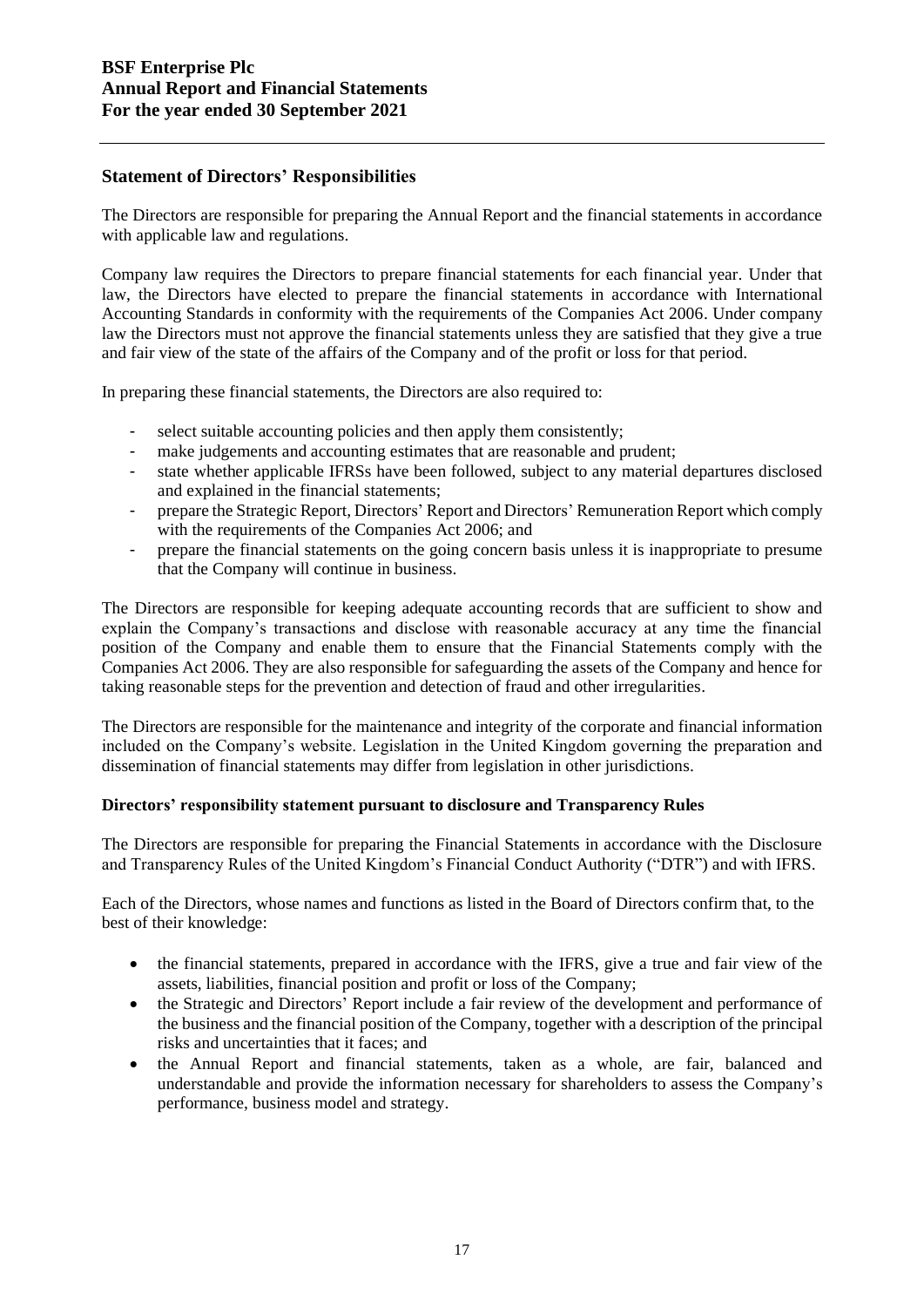## Statement of Directors' Responsibilities

The Directors are responsible for preparing the Annual Report and the financial statements in accordance with applicable law and regulations.

Company law requires the Directors to prepare financial statements for each financial year. Under that law, the Directors have elected to prepare the financial statements in accordance with International Accounting Standards in conformity with the requirements of the Companies Act 2006. Under company law the Directors must not approve the financial statements unless they are satisfied that they give a true and fair view of the state of the affairs of the Company and of the profit or loss for that period.

In preparing these financial statements, the Directors are also required to:

- select suitable accounting policies and then apply them consistently;
- make judgements and accounting estimates that are reasonable and prudent;
- state whether applicable IFRSs have been followed, subject to any material departures disclosed and explained in the financial statements;
- prepare the Strategic Report, Directors' Report and Directors' Remuneration Report which comply with the requirements of the Companies Act 2006; and
- prepare the financial statements on the going concern basis unless it is inappropriate to presume that the Company will continue in business.

The Directors are responsible for keeping adequate accounting records that are sufficient to show and explain the Company's transactions and disclose with reasonable accuracy at any time the financial position of the Company and enable them to ensure that the Financial Statements comply with the Companies Act 2006. They are also responsible for safeguarding the assets of the Company and hence for taking reasonable steps for the prevention and detection of fraud and other irregularities.

The Directors are responsible for the maintenance and integrity of the corporate and financial information included on the Company's website. Legislation in the United Kingdom governing the preparation and dissemination of financial statements may differ from legislation in other jurisdictions.

### Directors' responsibility statement pursuant to disclosure and Transparency Rules

The Directors are responsible for preparing the Financial Statements in accordance with the Disclosure and Transparency Rules of the United Kingdom's Financial Conduct Authority ("DTR") and with IFRS.

Each of the Directors, whose names and functions as listed in the Board of Directors confirm that, to the best of their knowledge:

- the financial statements, prepared in accordance with the IFRS, give a true and fair view of the assets, liabilities, financial position and profit or loss of the Company;
- the Strategic and Directors' Report include a fair review of the development and performance of the business and the financial position of the Company, together with a description of the principal risks and uncertainties that it faces; and
- the Annual Report and financial statements, taken as a whole, are fair, balanced and understandable and provide the information necessary for shareholders to assess the Company's performance, business model and strategy.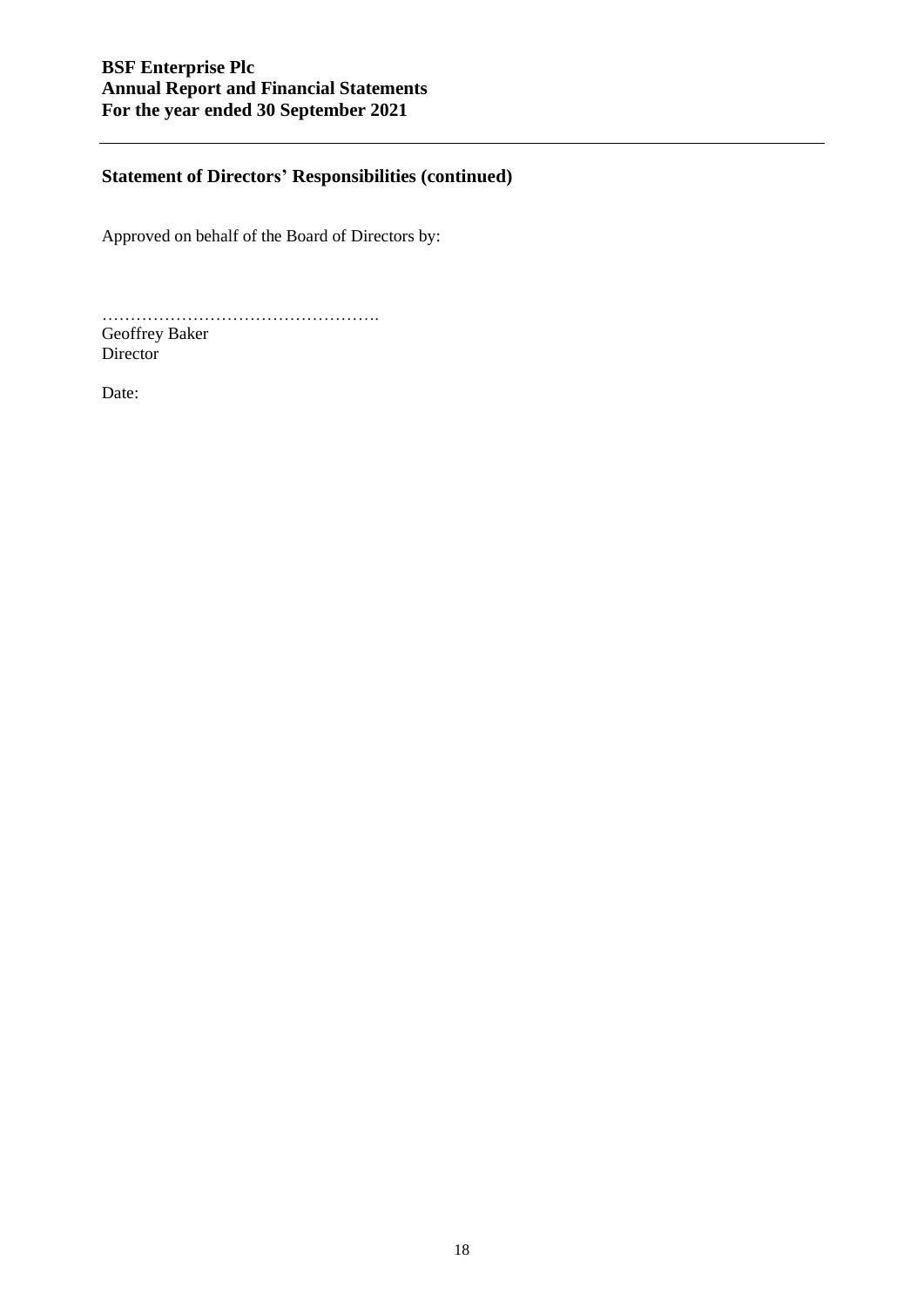## Statement of Directors' Responsibilities (continued)

Approved on behalf of the Board of Directors by:

………………………………………….
Geoffrey Baker
Director

Date: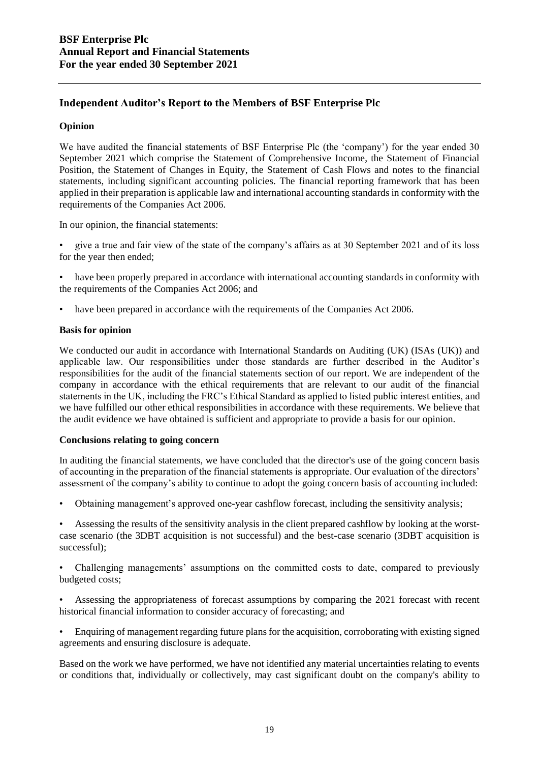## Independent Auditor's Report to the Members of BSF Enterprise Plc

### Opinion

We have audited the financial statements of BSF Enterprise Plc (the 'company') for the year ended 30 September 2021 which comprise the Statement of Comprehensive Income, the Statement of Financial Position, the Statement of Changes in Equity, the Statement of Cash Flows and notes to the financial statements, including significant accounting policies. The financial reporting framework that has been applied in their preparation is applicable law and international accounting standards in conformity with the requirements of the Companies Act 2006.

In our opinion, the financial statements:

- give a true and fair view of the state of the company's affairs as at 30 September 2021 and of its loss for the year then ended;
- have been properly prepared in accordance with international accounting standards in conformity with the requirements of the Companies Act 2006; and
- have been prepared in accordance with the requirements of the Companies Act 2006.

### Basis for opinion

We conducted our audit in accordance with International Standards on Auditing (UK) (ISAs (UK)) and applicable law. Our responsibilities under those standards are further described in the Auditor's responsibilities for the audit of the financial statements section of our report. We are independent of the company in accordance with the ethical requirements that are relevant to our audit of the financial statements in the UK, including the FRC's Ethical Standard as applied to listed public interest entities, and we have fulfilled our other ethical responsibilities in accordance with these requirements. We believe that the audit evidence we have obtained is sufficient and appropriate to provide a basis for our opinion.

### Conclusions relating to going concern

In auditing the financial statements, we have concluded that the director's use of the going concern basis of accounting in the preparation of the financial statements is appropriate. Our evaluation of the directors' assessment of the company's ability to continue to adopt the going concern basis of accounting included:

- Obtaining management's approved one-year cashflow forecast, including the sensitivity analysis;
- Assessing the results of the sensitivity analysis in the client prepared cashflow by looking at the worst-case scenario (the 3DBT acquisition is not successful) and the best-case scenario (3DBT acquisition is successful);
- Challenging managements' assumptions on the committed costs to date, compared to previously budgeted costs;
- Assessing the appropriateness of forecast assumptions by comparing the 2021 forecast with recent historical financial information to consider accuracy of forecasting; and
- Enquiring of management regarding future plans for the acquisition, corroborating with existing signed agreements and ensuring disclosure is adequate.

Based on the work we have performed, we have not identified any material uncertainties relating to events or conditions that, individually or collectively, may cast significant doubt on the company's ability to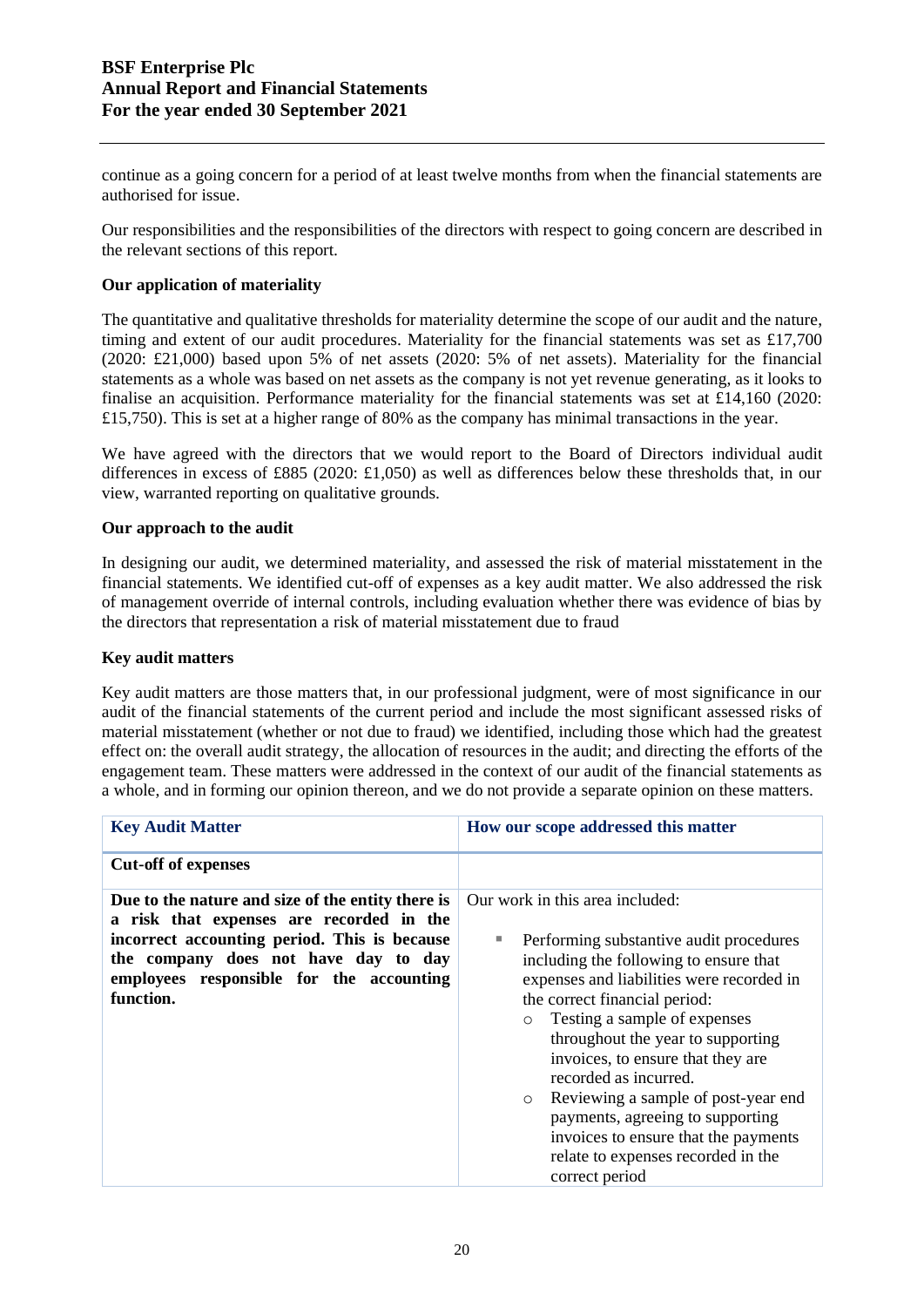continue as a going concern for a period of at least twelve months from when the financial statements are authorised for issue.

Our responsibilities and the responsibilities of the directors with respect to going concern are described in the relevant sections of this report.

**Our application of materiality**

The quantitative and qualitative thresholds for materiality determine the scope of our audit and the nature, timing and extent of our audit procedures. Materiality for the financial statements was set as £17,700 (2020: £21,000) based upon 5% of net assets (2020: 5% of net assets). Materiality for the financial statements as a whole was based on net assets as the company is not yet revenue generating, as it looks to finalise an acquisition. Performance materiality for the financial statements was set at £14,160 (2020: £15,750). This is set at a higher range of 80% as the company has minimal transactions in the year.

We have agreed with the directors that we would report to the Board of Directors individual audit differences in excess of £885 (2020: £1,050) as well as differences below these thresholds that, in our view, warranted reporting on qualitative grounds.

**Our approach to the audit**

In designing our audit, we determined materiality, and assessed the risk of material misstatement in the financial statements. We identified cut-off of expenses as a key audit matter. We also addressed the risk of management override of internal controls, including evaluation whether there was evidence of bias by the directors that representation a risk of material misstatement due to fraud

**Key audit matters**

Key audit matters are those matters that, in our professional judgment, were of most significance in our audit of the financial statements of the current period and include the most significant assessed risks of material misstatement (whether or not due to fraud) we identified, including those which had the greatest effect on: the overall audit strategy, the allocation of resources in the audit; and directing the efforts of the engagement team. These matters were addressed in the context of our audit of the financial statements as a whole, and in forming our opinion thereon, and we do not provide a separate opinion on these matters.

| Key Audit Matter | How our scope addressed this matter |
|---|---|
| **Cut-off of expenses** | |
| **Due to the nature and size of the entity there is a risk that expenses are recorded in the incorrect accounting period. This is because the company does not have day to day employees responsible for the accounting function.** | Our work in this area included:<br>▪ Performing substantive audit procedures including the following to ensure that expenses and liabilities were recorded in the correct financial period:<br>o Testing a sample of expenses throughout the year to supporting invoices, to ensure that they are recorded as incurred.<br>o Reviewing a sample of post-year end payments, agreeing to supporting invoices to ensure that the payments relate to expenses recorded in the correct period |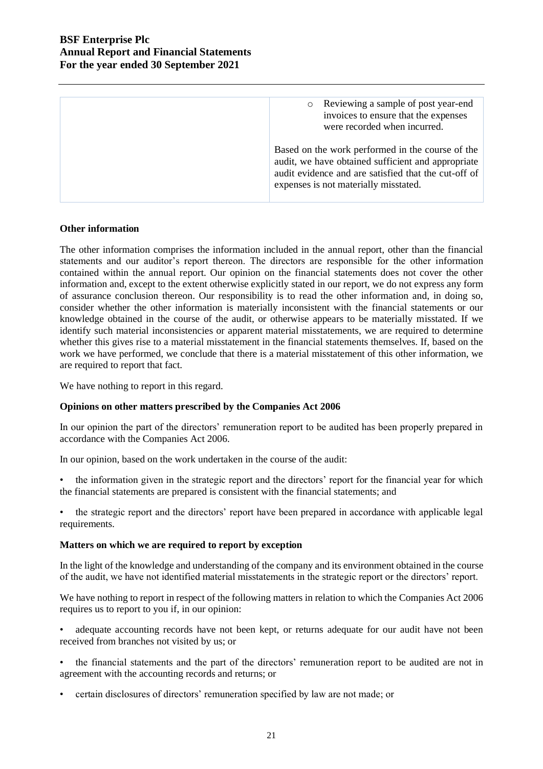| | ○ Reviewing a sample of post year-end invoices to ensure that the expenses were recorded when incurred.<br><br>Based on the work performed in the course of the audit, we have obtained sufficient and appropriate audit evidence and are satisfied that the cut-off of expenses is not materially misstated. |
|---|---|

**Other information**

The other information comprises the information included in the annual report, other than the financial statements and our auditor's report thereon. The directors are responsible for the other information contained within the annual report. Our opinion on the financial statements does not cover the other information and, except to the extent otherwise explicitly stated in our report, we do not express any form of assurance conclusion thereon. Our responsibility is to read the other information and, in doing so, consider whether the other information is materially inconsistent with the financial statements or our knowledge obtained in the course of the audit, or otherwise appears to be materially misstated. If we identify such material inconsistencies or apparent material misstatements, we are required to determine whether this gives rise to a material misstatement in the financial statements themselves. If, based on the work we have performed, we conclude that there is a material misstatement of this other information, we are required to report that fact.

We have nothing to report in this regard.

**Opinions on other matters prescribed by the Companies Act 2006**

In our opinion the part of the directors' remuneration report to be audited has been properly prepared in accordance with the Companies Act 2006.

In our opinion, based on the work undertaken in the course of the audit:

- the information given in the strategic report and the directors' report for the financial year for which the financial statements are prepared is consistent with the financial statements; and
- the strategic report and the directors' report have been prepared in accordance with applicable legal requirements.

**Matters on which we are required to report by exception**

In the light of the knowledge and understanding of the company and its environment obtained in the course of the audit, we have not identified material misstatements in the strategic report or the directors' report.

We have nothing to report in respect of the following matters in relation to which the Companies Act 2006 requires us to report to you if, in our opinion:

- adequate accounting records have not been kept, or returns adequate for our audit have not been received from branches not visited by us; or
- the financial statements and the part of the directors' remuneration report to be audited are not in agreement with the accounting records and returns; or
- certain disclosures of directors' remuneration specified by law are not made; or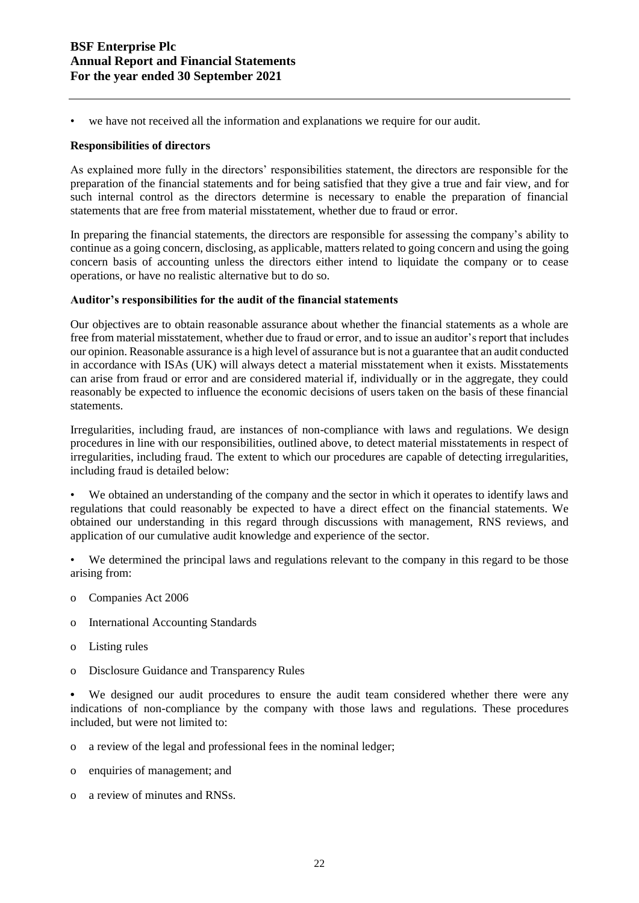- we have not received all the information and explanations we require for our audit.

**Responsibilities of directors**

As explained more fully in the directors' responsibilities statement, the directors are responsible for the preparation of the financial statements and for being satisfied that they give a true and fair view, and for such internal control as the directors determine is necessary to enable the preparation of financial statements that are free from material misstatement, whether due to fraud or error.

In preparing the financial statements, the directors are responsible for assessing the company's ability to continue as a going concern, disclosing, as applicable, matters related to going concern and using the going concern basis of accounting unless the directors either intend to liquidate the company or to cease operations, or have no realistic alternative but to do so.

**Auditor's responsibilities for the audit of the financial statements**

Our objectives are to obtain reasonable assurance about whether the financial statements as a whole are free from material misstatement, whether due to fraud or error, and to issue an auditor's report that includes our opinion. Reasonable assurance is a high level of assurance but is not a guarantee that an audit conducted in accordance with ISAs (UK) will always detect a material misstatement when it exists. Misstatements can arise from fraud or error and are considered material if, individually or in the aggregate, they could reasonably be expected to influence the economic decisions of users taken on the basis of these financial statements.

Irregularities, including fraud, are instances of non-compliance with laws and regulations. We design procedures in line with our responsibilities, outlined above, to detect material misstatements in respect of irregularities, including fraud. The extent to which our procedures are capable of detecting irregularities, including fraud is detailed below:

- We obtained an understanding of the company and the sector in which it operates to identify laws and regulations that could reasonably be expected to have a direct effect on the financial statements. We obtained our understanding in this regard through discussions with management, RNS reviews, and application of our cumulative audit knowledge and experience of the sector.

- We determined the principal laws and regulations relevant to the company in this regard to be those arising from:

  - Companies Act 2006
  - International Accounting Standards
  - Listing rules
  - Disclosure Guidance and Transparency Rules

- We designed our audit procedures to ensure the audit team considered whether there were any indications of non-compliance by the company with those laws and regulations. These procedures included, but were not limited to:

  - a review of the legal and professional fees in the nominal ledger;
  - enquiries of management; and
  - a review of minutes and RNSs.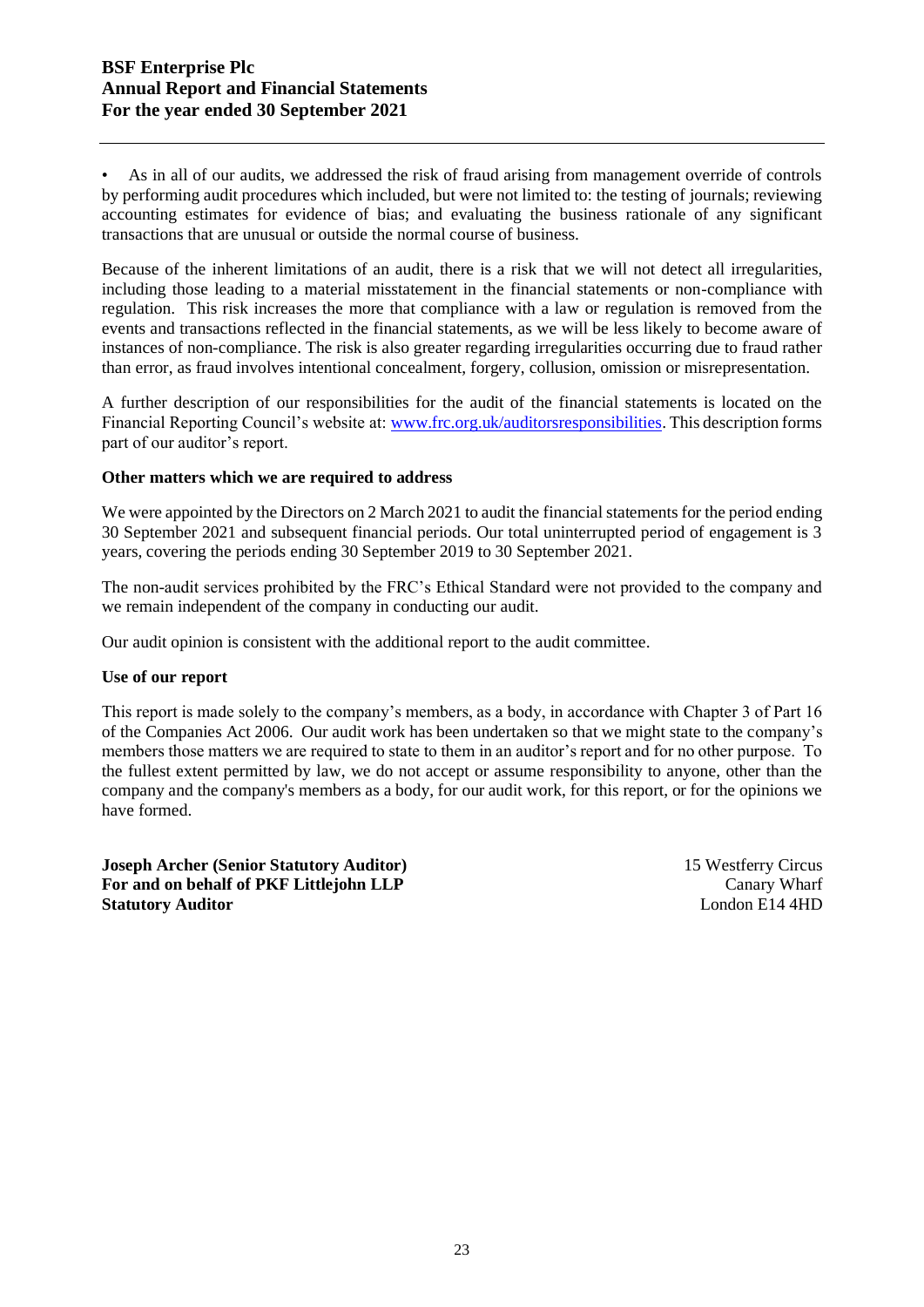- As in all of our audits, we addressed the risk of fraud arising from management override of controls by performing audit procedures which included, but were not limited to: the testing of journals; reviewing accounting estimates for evidence of bias; and evaluating the business rationale of any significant transactions that are unusual or outside the normal course of business.

Because of the inherent limitations of an audit, there is a risk that we will not detect all irregularities, including those leading to a material misstatement in the financial statements or non-compliance with regulation. This risk increases the more that compliance with a law or regulation is removed from the events and transactions reflected in the financial statements, as we will be less likely to become aware of instances of non-compliance. The risk is also greater regarding irregularities occurring due to fraud rather than error, as fraud involves intentional concealment, forgery, collusion, omission or misrepresentation.

A further description of our responsibilities for the audit of the financial statements is located on the Financial Reporting Council's website at: [www.frc.org.uk/auditorsresponsibilities](www.frc.org.uk/auditorsresponsibilities). This description forms part of our auditor's report.

**Other matters which we are required to address**

We were appointed by the Directors on 2 March 2021 to audit the financial statements for the period ending 30 September 2021 and subsequent financial periods. Our total uninterrupted period of engagement is 3 years, covering the periods ending 30 September 2019 to 30 September 2021.

The non-audit services prohibited by the FRC's Ethical Standard were not provided to the company and we remain independent of the company in conducting our audit.

Our audit opinion is consistent with the additional report to the audit committee.

**Use of our report**

This report is made solely to the company's members, as a body, in accordance with Chapter 3 of Part 16 of the Companies Act 2006. Our audit work has been undertaken so that we might state to the company's members those matters we are required to state to them in an auditor's report and for no other purpose. To the fullest extent permitted by law, we do not accept or assume responsibility to anyone, other than the company and the company's members as a body, for our audit work, for this report, or for the opinions we have formed.

**Joseph Archer (Senior Statutory Auditor)**
**For and on behalf of PKF Littlejohn LLP**
**Statutory Auditor**

15 Westferry Circus
Canary Wharf
London E14 4HD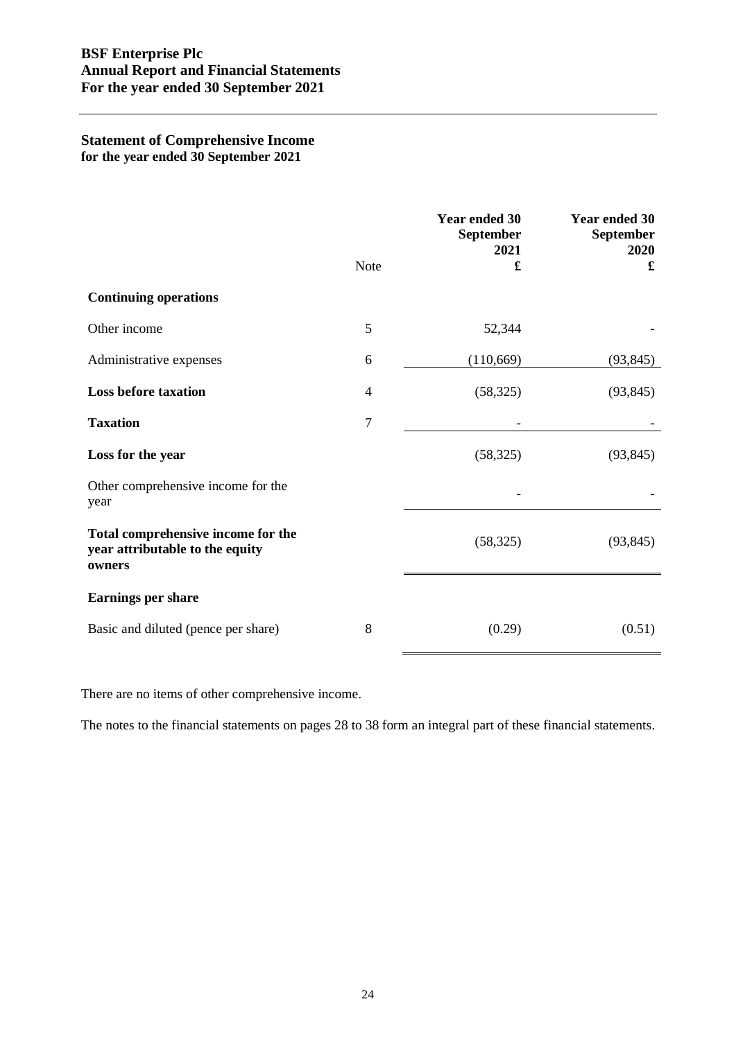## Statement of Comprehensive Income
**for the year ended 30 September 2021**

| | Note | Year ended 30 September 2021 £ | Year ended 30 September 2020 £ |
|---|---|---|---|
| **Continuing operations** | | | |
| Other income | 5 | 52,344 | - |
| Administrative expenses | 6 | (110,669) | (93,845) |
| **Loss before taxation** | 4 | (58,325) | (93,845) |
| **Taxation** | 7 | - | - |
| **Loss for the year** | | (58,325) | (93,845) |
| Other comprehensive income for the year | | - | - |
| **Total comprehensive income for the year attributable to the equity owners** | | (58,325) | (93,845) |
| **Earnings per share** | | | |
| Basic and diluted (pence per share) | 8 | (0.29) | (0.51) |

There are no items of other comprehensive income.

The notes to the financial statements on pages 28 to 38 form an integral part of these financial statements.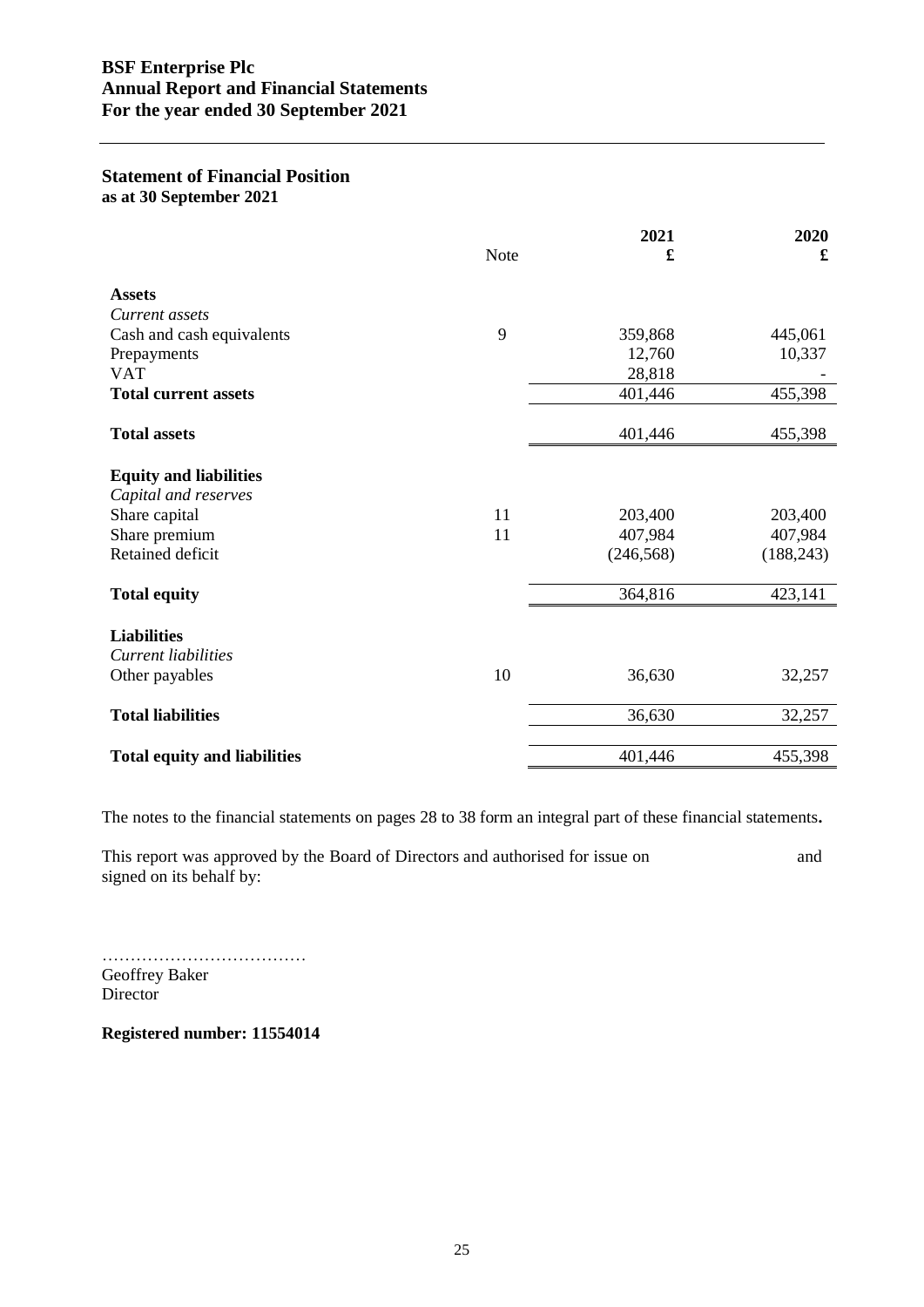## Statement of Financial Position

**as at 30 September 2021**

| | Note | 2021 £ | 2020 £ |
|---|---|---|---|
| **Assets** | | | |
| *Current assets* | | | |
| Cash and cash equivalents | 9 | 359,868 | 445,061 |
| Prepayments | | 12,760 | 10,337 |
| VAT | | 28,818 | - |
| **Total current assets** | | 401,446 | 455,398 |
| **Total assets** | | 401,446 | 455,398 |
| **Equity and liabilities** | | | |
| *Capital and reserves* | | | |
| Share capital | 11 | 203,400 | 203,400 |
| Share premium | 11 | 407,984 | 407,984 |
| Retained deficit | | (246,568) | (188,243) |
| **Total equity** | | 364,816 | 423,141 |
| **Liabilities** | | | |
| *Current liabilities* | | | |
| Other payables | 10 | 36,630 | 32,257 |
| **Total liabilities** | | 36,630 | 32,257 |
| **Total equity and liabilities** | | 401,446 | 455,398 |

The notes to the financial statements on pages 28 to 38 form an integral part of these financial statements**.**

This report was approved by the Board of Directors and authorised for issue on and signed on its behalf by:

………………………………
Geoffrey Baker
Director

**Registered number: 11554014**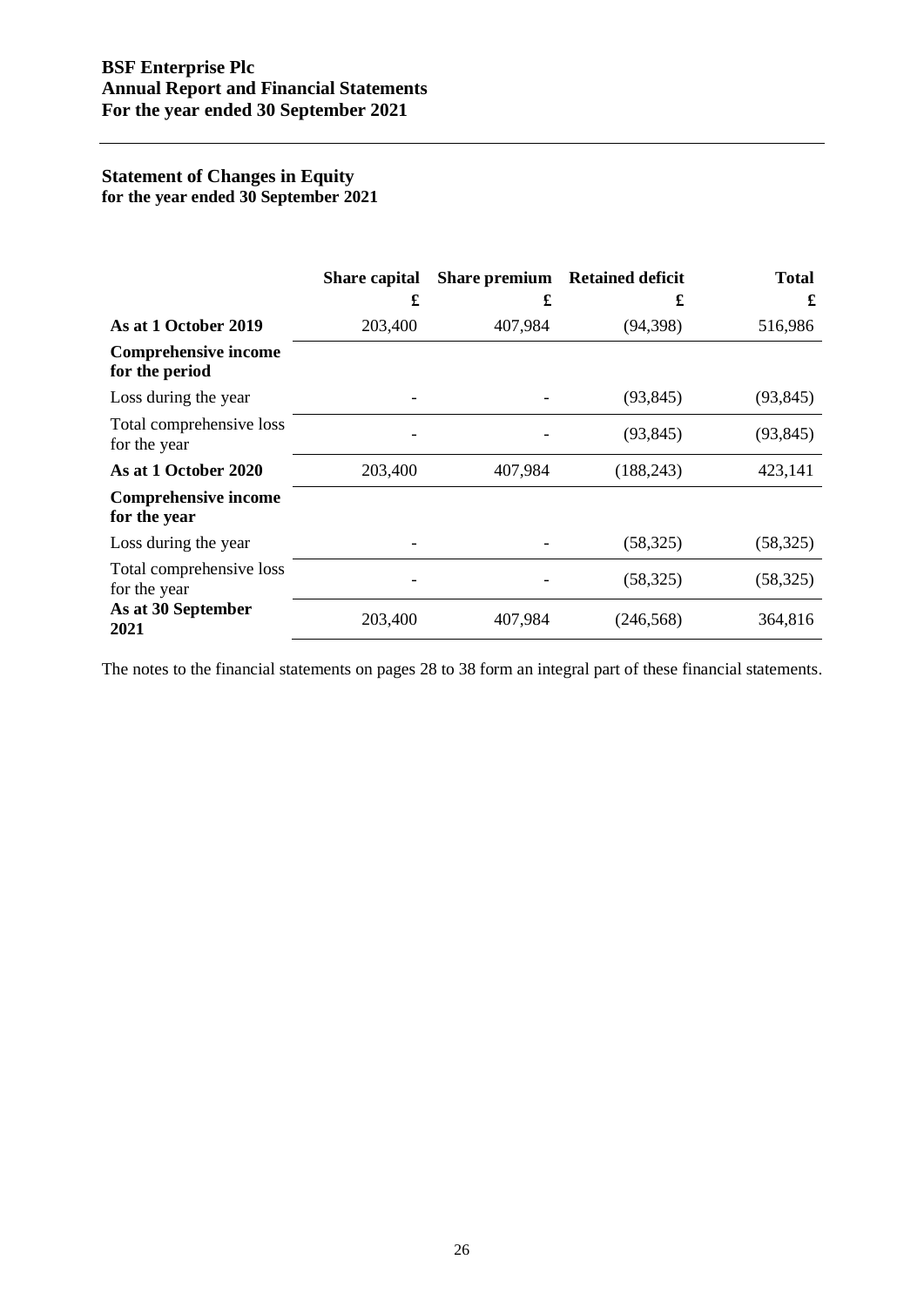## Statement of Changes in Equity
**for the year ended 30 September 2021**

| | Share capital | Share premium | Retained deficit | Total |
|---|---|---|---|---|
| | £ | £ | £ | £ |
| **As at 1 October 2019** | 203,400 | 407,984 | (94,398) | 516,986 |
| **Comprehensive income for the period** | | | | |
| Loss during the year | - | - | (93,845) | (93,845) |
| Total comprehensive loss for the year | - | - | (93,845) | (93,845) |
| **As at 1 October 2020** | 203,400 | 407,984 | (188,243) | 423,141 |
| **Comprehensive income for the year** | | | | |
| Loss during the year | - | - | (58,325) | (58,325) |
| Total comprehensive loss for the year | - | - | (58,325) | (58,325) |
| **As at 30 September 2021** | 203,400 | 407,984 | (246,568) | 364,816 |

The notes to the financial statements on pages 28 to 38 form an integral part of these financial statements.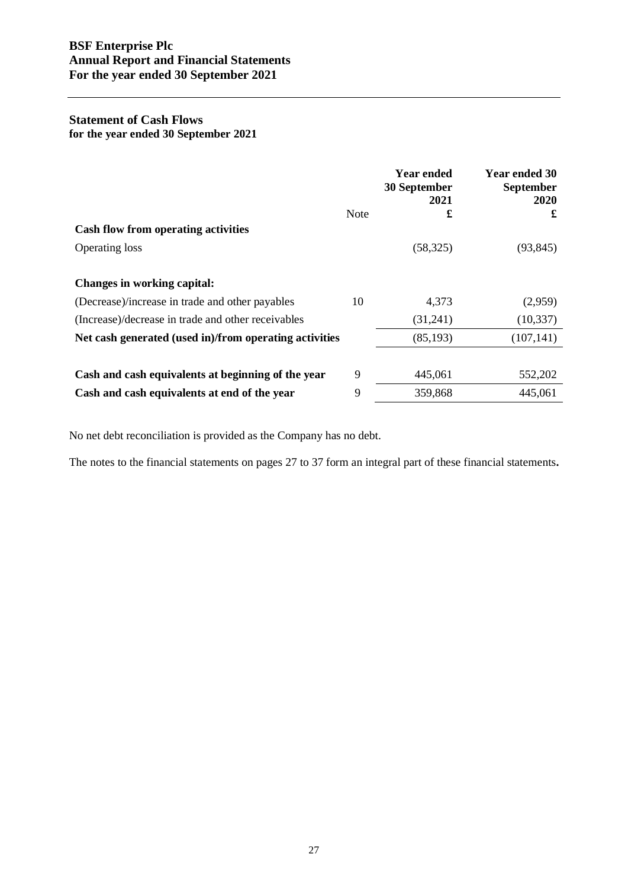## Statement of Cash Flows
**for the year ended 30 September 2021**

| | Note | Year ended 30 September 2021 £ | Year ended 30 September 2020 £ |
|---|---|---|---|
| **Cash flow from operating activities** | | | |
| Operating loss | | (58,325) | (93,845) |
| | | | |
| **Changes in working capital:** | | | |
| (Decrease)/increase in trade and other payables | 10 | 4,373 | (2,959) |
| (Increase)/decrease in trade and other receivables | | (31,241) | (10,337) |
| **Net cash generated (used in)/from operating activities** | | (85,193) | (107,141) |
| | | | |
| **Cash and cash equivalents at beginning of the year** | 9 | 445,061 | 552,202 |
| **Cash and cash equivalents at end of the year** | 9 | 359,868 | 445,061 |

No net debt reconciliation is provided as the Company has no debt.

The notes to the financial statements on pages 27 to 37 form an integral part of these financial statements.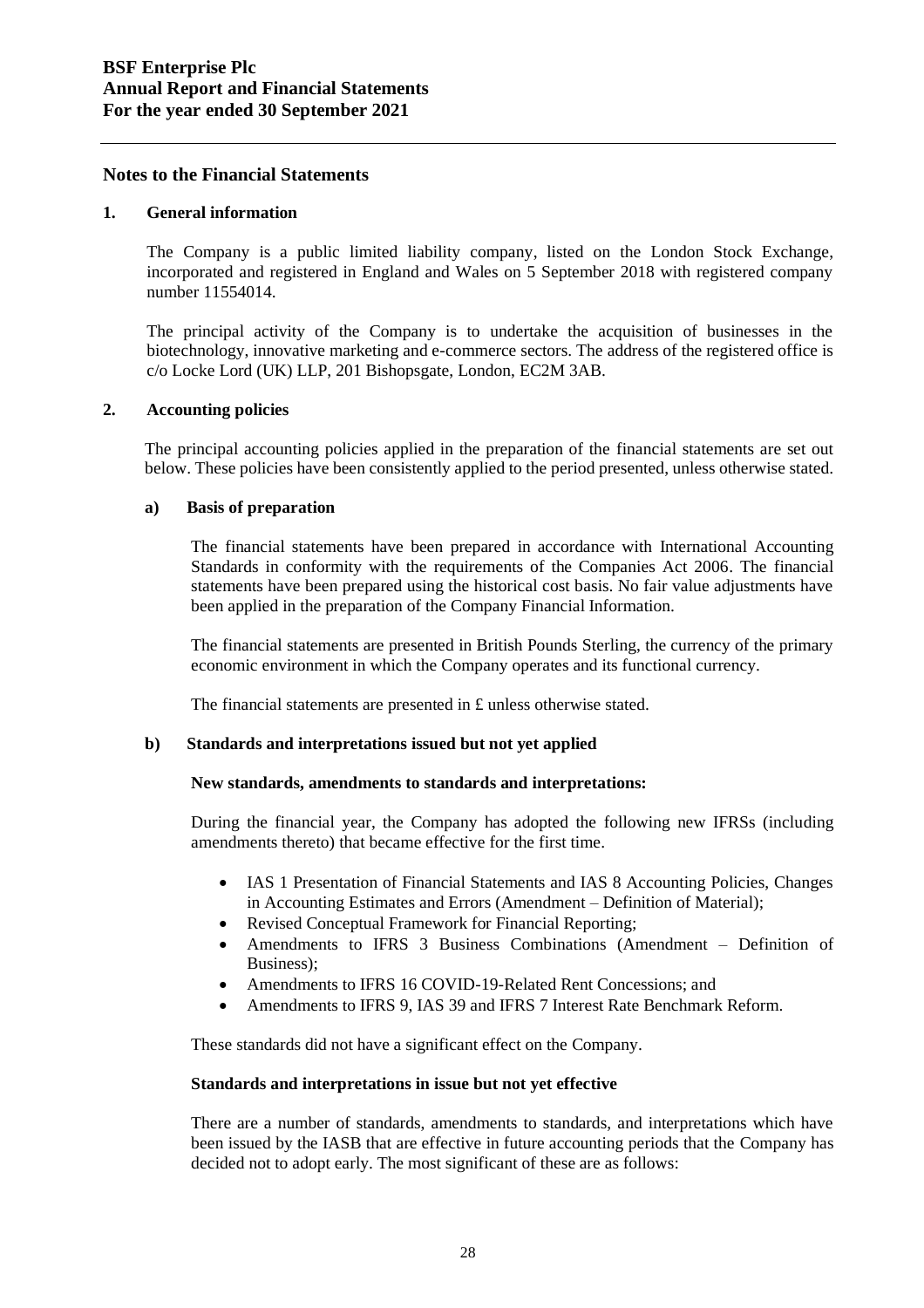## Notes to the Financial Statements

### 1. General information

The Company is a public limited liability company, listed on the London Stock Exchange, incorporated and registered in England and Wales on 5 September 2018 with registered company number 11554014.

The principal activity of the Company is to undertake the acquisition of businesses in the biotechnology, innovative marketing and e-commerce sectors. The address of the registered office is c/o Locke Lord (UK) LLP, 201 Bishopsgate, London, EC2M 3AB.

### 2. Accounting policies

The principal accounting policies applied in the preparation of the financial statements are set out below. These policies have been consistently applied to the period presented, unless otherwise stated.

#### a) Basis of preparation

The financial statements have been prepared in accordance with International Accounting Standards in conformity with the requirements of the Companies Act 2006. The financial statements have been prepared using the historical cost basis. No fair value adjustments have been applied in the preparation of the Company Financial Information.

The financial statements are presented in British Pounds Sterling, the currency of the primary economic environment in which the Company operates and its functional currency.

The financial statements are presented in £ unless otherwise stated.

#### b) Standards and interpretations issued but not yet applied

**New standards, amendments to standards and interpretations:**

During the financial year, the Company has adopted the following new IFRSs (including amendments thereto) that became effective for the first time.

- IAS 1 Presentation of Financial Statements and IAS 8 Accounting Policies, Changes in Accounting Estimates and Errors (Amendment – Definition of Material);
- Revised Conceptual Framework for Financial Reporting;
- Amendments to IFRS 3 Business Combinations (Amendment – Definition of Business);
- Amendments to IFRS 16 COVID-19-Related Rent Concessions; and
- Amendments to IFRS 9, IAS 39 and IFRS 7 Interest Rate Benchmark Reform.

These standards did not have a significant effect on the Company.

**Standards and interpretations in issue but not yet effective**

There are a number of standards, amendments to standards, and interpretations which have been issued by the IASB that are effective in future accounting periods that the Company has decided not to adopt early. The most significant of these are as follows: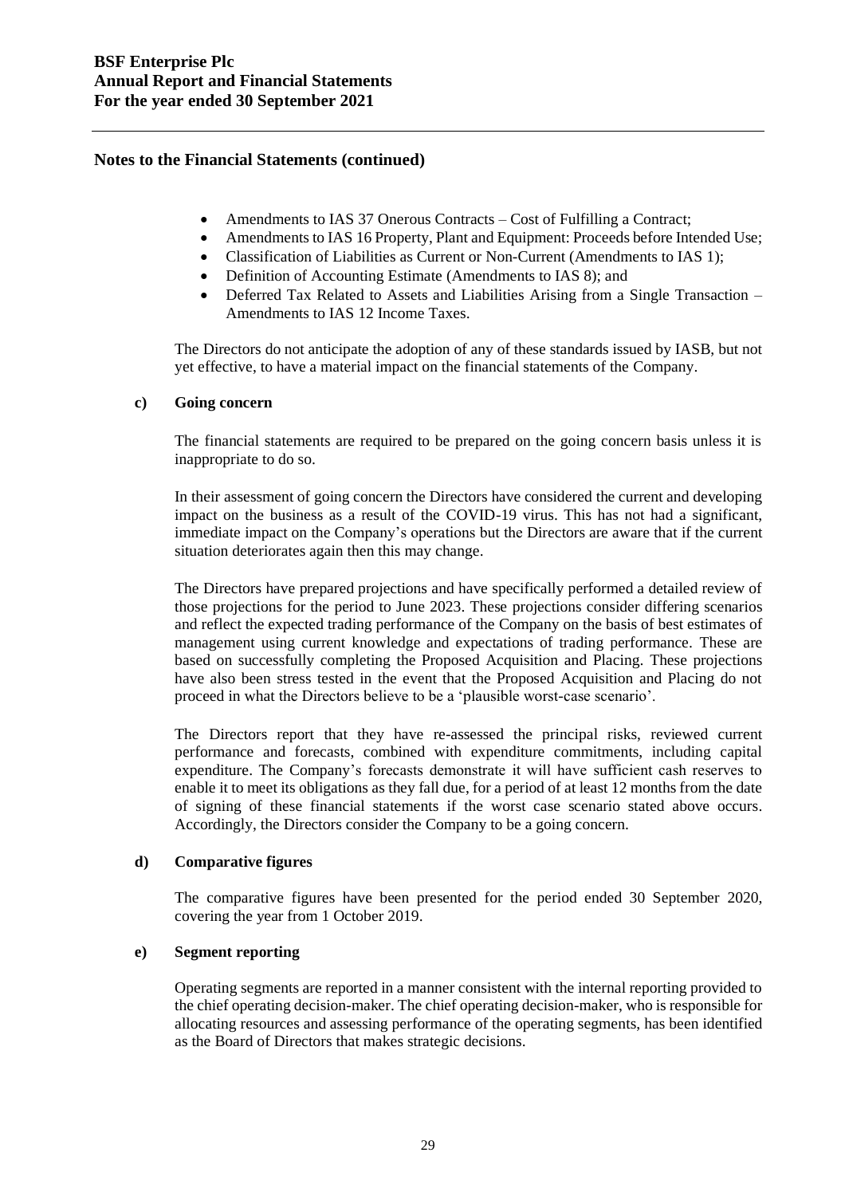## Notes to the Financial Statements (continued)

- Amendments to IAS 37 Onerous Contracts – Cost of Fulfilling a Contract;
- Amendments to IAS 16 Property, Plant and Equipment: Proceeds before Intended Use;
- Classification of Liabilities as Current or Non-Current (Amendments to IAS 1);
- Definition of Accounting Estimate (Amendments to IAS 8); and
- Deferred Tax Related to Assets and Liabilities Arising from a Single Transaction – Amendments to IAS 12 Income Taxes.

The Directors do not anticipate the adoption of any of these standards issued by IASB, but not yet effective, to have a material impact on the financial statements of the Company.

### c) Going concern

The financial statements are required to be prepared on the going concern basis unless it is inappropriate to do so.

In their assessment of going concern the Directors have considered the current and developing impact on the business as a result of the COVID-19 virus. This has not had a significant, immediate impact on the Company's operations but the Directors are aware that if the current situation deteriorates again then this may change.

The Directors have prepared projections and have specifically performed a detailed review of those projections for the period to June 2023. These projections consider differing scenarios and reflect the expected trading performance of the Company on the basis of best estimates of management using current knowledge and expectations of trading performance. These are based on successfully completing the Proposed Acquisition and Placing. These projections have also been stress tested in the event that the Proposed Acquisition and Placing do not proceed in what the Directors believe to be a 'plausible worst-case scenario'.

The Directors report that they have re-assessed the principal risks, reviewed current performance and forecasts, combined with expenditure commitments, including capital expenditure. The Company's forecasts demonstrate it will have sufficient cash reserves to enable it to meet its obligations as they fall due, for a period of at least 12 months from the date of signing of these financial statements if the worst case scenario stated above occurs. Accordingly, the Directors consider the Company to be a going concern.

### d) Comparative figures

The comparative figures have been presented for the period ended 30 September 2020, covering the year from 1 October 2019.

### e) Segment reporting

Operating segments are reported in a manner consistent with the internal reporting provided to the chief operating decision-maker. The chief operating decision-maker, who is responsible for allocating resources and assessing performance of the operating segments, has been identified as the Board of Directors that makes strategic decisions.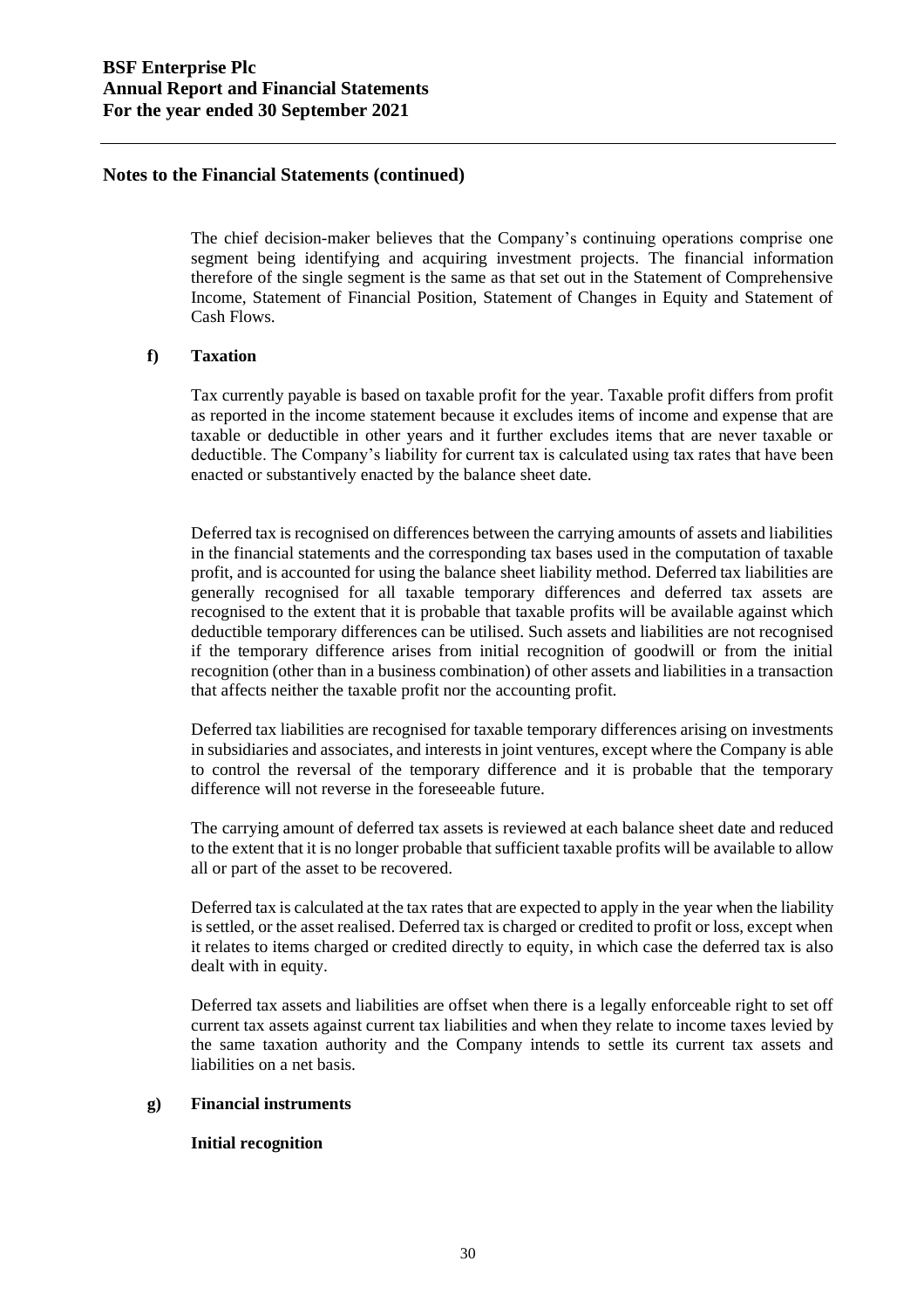## Notes to the Financial Statements (continued)

The chief decision-maker believes that the Company's continuing operations comprise one segment being identifying and acquiring investment projects. The financial information therefore of the single segment is the same as that set out in the Statement of Comprehensive Income, Statement of Financial Position, Statement of Changes in Equity and Statement of Cash Flows.

### f) Taxation

Tax currently payable is based on taxable profit for the year. Taxable profit differs from profit as reported in the income statement because it excludes items of income and expense that are taxable or deductible in other years and it further excludes items that are never taxable or deductible. The Company's liability for current tax is calculated using tax rates that have been enacted or substantively enacted by the balance sheet date.

Deferred tax is recognised on differences between the carrying amounts of assets and liabilities in the financial statements and the corresponding tax bases used in the computation of taxable profit, and is accounted for using the balance sheet liability method. Deferred tax liabilities are generally recognised for all taxable temporary differences and deferred tax assets are recognised to the extent that it is probable that taxable profits will be available against which deductible temporary differences can be utilised. Such assets and liabilities are not recognised if the temporary difference arises from initial recognition of goodwill or from the initial recognition (other than in a business combination) of other assets and liabilities in a transaction that affects neither the taxable profit nor the accounting profit.

Deferred tax liabilities are recognised for taxable temporary differences arising on investments in subsidiaries and associates, and interests in joint ventures, except where the Company is able to control the reversal of the temporary difference and it is probable that the temporary difference will not reverse in the foreseeable future.

The carrying amount of deferred tax assets is reviewed at each balance sheet date and reduced to the extent that it is no longer probable that sufficient taxable profits will be available to allow all or part of the asset to be recovered.

Deferred tax is calculated at the tax rates that are expected to apply in the year when the liability is settled, or the asset realised. Deferred tax is charged or credited to profit or loss, except when it relates to items charged or credited directly to equity, in which case the deferred tax is also dealt with in equity.

Deferred tax assets and liabilities are offset when there is a legally enforceable right to set off current tax assets against current tax liabilities and when they relate to income taxes levied by the same taxation authority and the Company intends to settle its current tax assets and liabilities on a net basis.

### g) Financial instruments

**Initial recognition**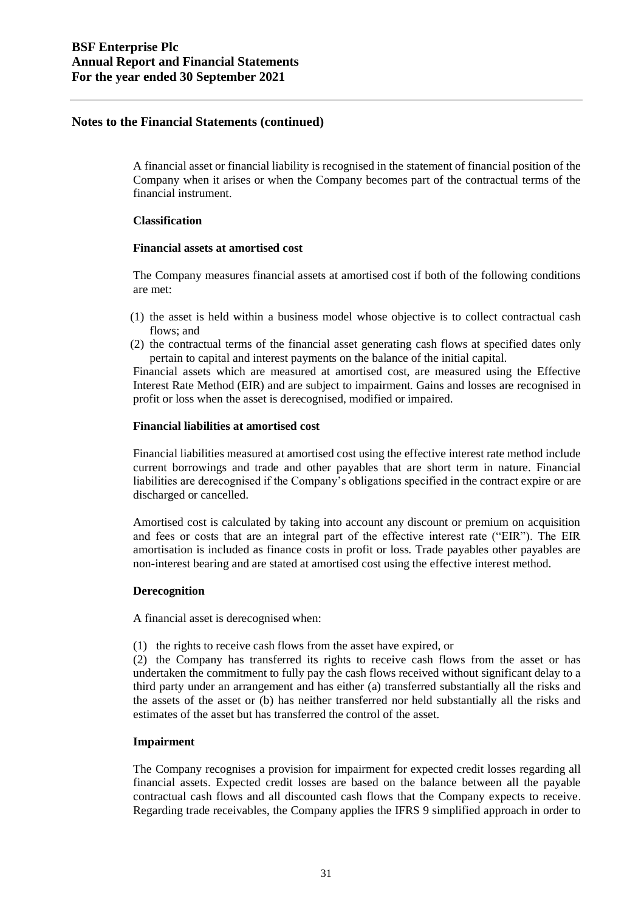## Notes to the Financial Statements (continued)

A financial asset or financial liability is recognised in the statement of financial position of the Company when it arises or when the Company becomes part of the contractual terms of the financial instrument.

**Classification**

**Financial assets at amortised cost**

The Company measures financial assets at amortised cost if both of the following conditions are met:

(1) the asset is held within a business model whose objective is to collect contractual cash flows; and
(2) the contractual terms of the financial asset generating cash flows at specified dates only pertain to capital and interest payments on the balance of the initial capital.

Financial assets which are measured at amortised cost, are measured using the Effective Interest Rate Method (EIR) and are subject to impairment. Gains and losses are recognised in profit or loss when the asset is derecognised, modified or impaired.

**Financial liabilities at amortised cost**

Financial liabilities measured at amortised cost using the effective interest rate method include current borrowings and trade and other payables that are short term in nature. Financial liabilities are derecognised if the Company's obligations specified in the contract expire or are discharged or cancelled.

Amortised cost is calculated by taking into account any discount or premium on acquisition and fees or costs that are an integral part of the effective interest rate ("EIR"). The EIR amortisation is included as finance costs in profit or loss. Trade payables other payables are non-interest bearing and are stated at amortised cost using the effective interest method.

**Derecognition**

A financial asset is derecognised when:

(1) the rights to receive cash flows from the asset have expired, or

(2) the Company has transferred its rights to receive cash flows from the asset or has undertaken the commitment to fully pay the cash flows received without significant delay to a third party under an arrangement and has either (a) transferred substantially all the risks and the assets of the asset or (b) has neither transferred nor held substantially all the risks and estimates of the asset but has transferred the control of the asset.

**Impairment**

The Company recognises a provision for impairment for expected credit losses regarding all financial assets. Expected credit losses are based on the balance between all the payable contractual cash flows and all discounted cash flows that the Company expects to receive. Regarding trade receivables, the Company applies the IFRS 9 simplified approach in order to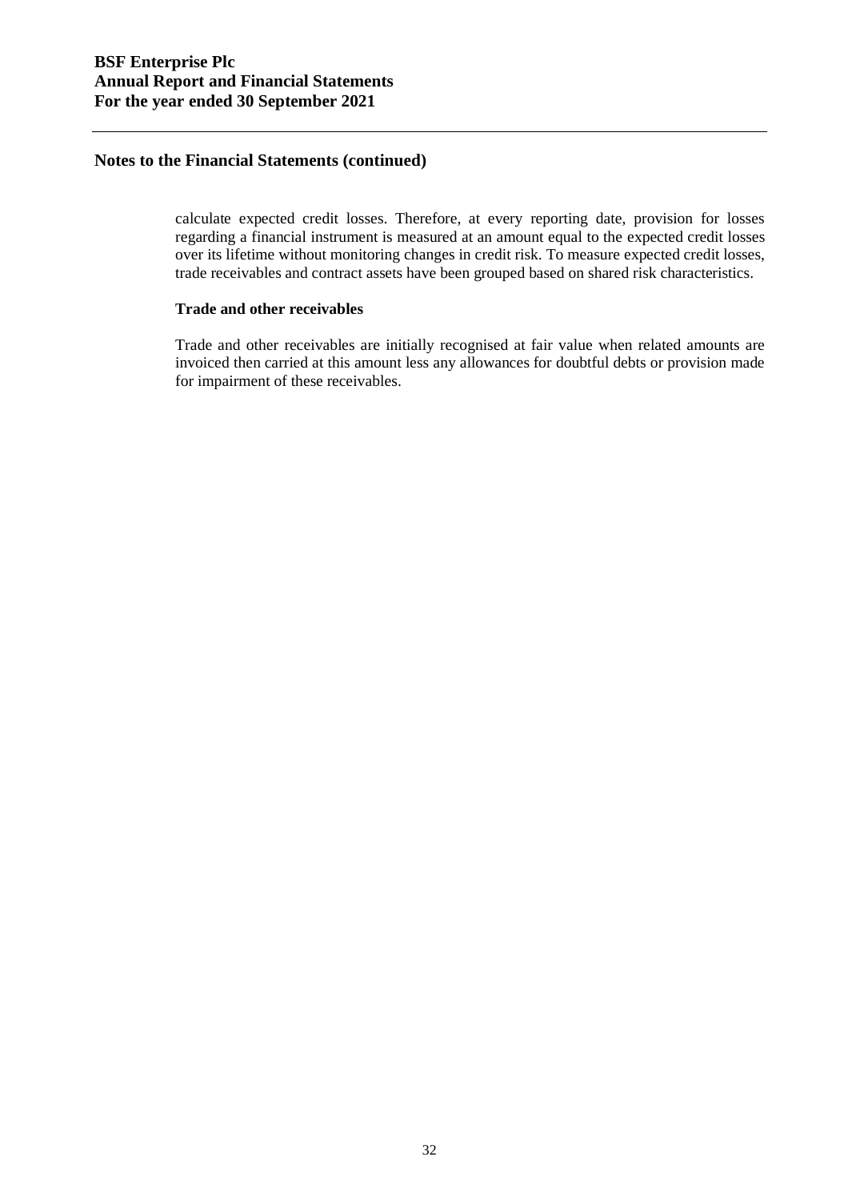## Notes to the Financial Statements (continued)

calculate expected credit losses. Therefore, at every reporting date, provision for losses regarding a financial instrument is measured at an amount equal to the expected credit losses over its lifetime without monitoring changes in credit risk. To measure expected credit losses, trade receivables and contract assets have been grouped based on shared risk characteristics.

**Trade and other receivables**

Trade and other receivables are initially recognised at fair value when related amounts are invoiced then carried at this amount less any allowances for doubtful debts or provision made for impairment of these receivables.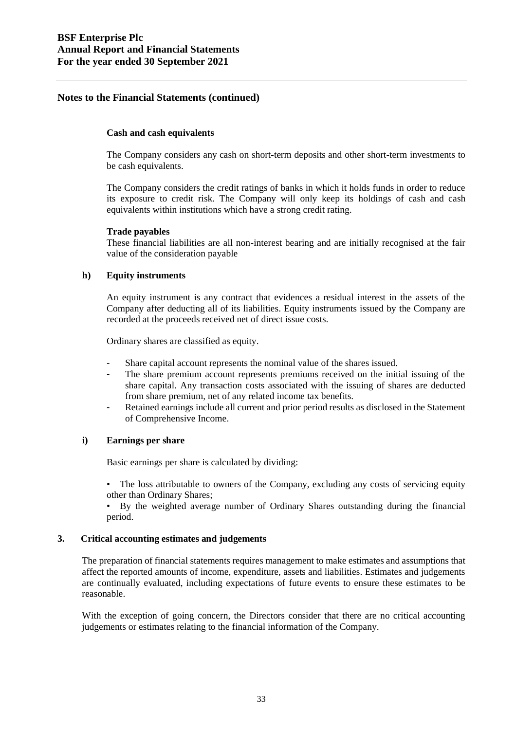## Notes to the Financial Statements (continued)

**Cash and cash equivalents**

The Company considers any cash on short-term deposits and other short-term investments to be cash equivalents.

The Company considers the credit ratings of banks in which it holds funds in order to reduce its exposure to credit risk. The Company will only keep its holdings of cash and cash equivalents within institutions which have a strong credit rating.

**Trade payables**

These financial liabilities are all non-interest bearing and are initially recognised at the fair value of the consideration payable

### h) Equity instruments

An equity instrument is any contract that evidences a residual interest in the assets of the Company after deducting all of its liabilities. Equity instruments issued by the Company are recorded at the proceeds received net of direct issue costs.

Ordinary shares are classified as equity.

- Share capital account represents the nominal value of the shares issued.
- The share premium account represents premiums received on the initial issuing of the share capital. Any transaction costs associated with the issuing of shares are deducted from share premium, net of any related income tax benefits.
- Retained earnings include all current and prior period results as disclosed in the Statement of Comprehensive Income.

### i) Earnings per share

Basic earnings per share is calculated by dividing:

- The loss attributable to owners of the Company, excluding any costs of servicing equity other than Ordinary Shares;
- By the weighted average number of Ordinary Shares outstanding during the financial period.

## 3. Critical accounting estimates and judgements

The preparation of financial statements requires management to make estimates and assumptions that affect the reported amounts of income, expenditure, assets and liabilities. Estimates and judgements are continually evaluated, including expectations of future events to ensure these estimates to be reasonable.

With the exception of going concern, the Directors consider that there are no critical accounting judgements or estimates relating to the financial information of the Company.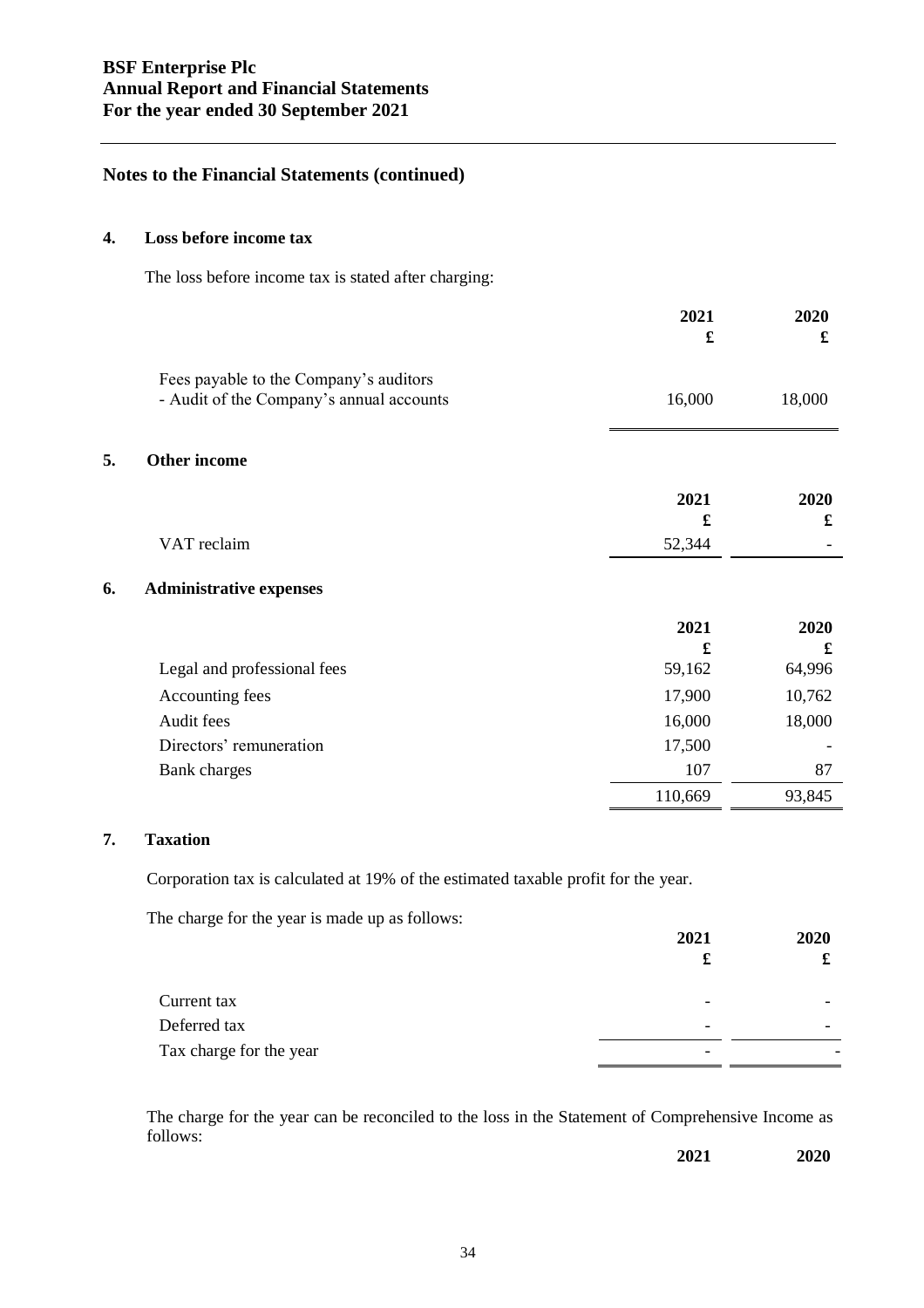## Notes to the Financial Statements (continued)

### 4. Loss before income tax

The loss before income tax is stated after charging:

| | 2021<br>£ | 2020<br>£ |
|---|---|---|
| Fees payable to the Company's auditors | | |
| - Audit of the Company's annual accounts | 16,000 | 18,000 |

### 5. Other income

| | 2021<br>£ | 2020<br>£ |
|---|---|---|
| VAT reclaim | 52,344 | - |

### 6. Administrative expenses

| | 2021<br>£ | 2020<br>£ |
|---|---|---|
| Legal and professional fees | 59,162 | 64,996 |
| Accounting fees | 17,900 | 10,762 |
| Audit fees | 16,000 | 18,000 |
| Directors' remuneration | 17,500 | - |
| Bank charges | 107 | 87 |
| | 110,669 | 93,845 |

### 7. Taxation

Corporation tax is calculated at 19% of the estimated taxable profit for the year.

The charge for the year is made up as follows:

| | 2021<br>£ | 2020<br>£ |
|---|---|---|
| Current tax | - | - |
| Deferred tax | - | - |
| Tax charge for the year | - | - |

The charge for the year can be reconciled to the loss in the Statement of Comprehensive Income as follows:

| | 2021 | 2020 |
|---|---|---|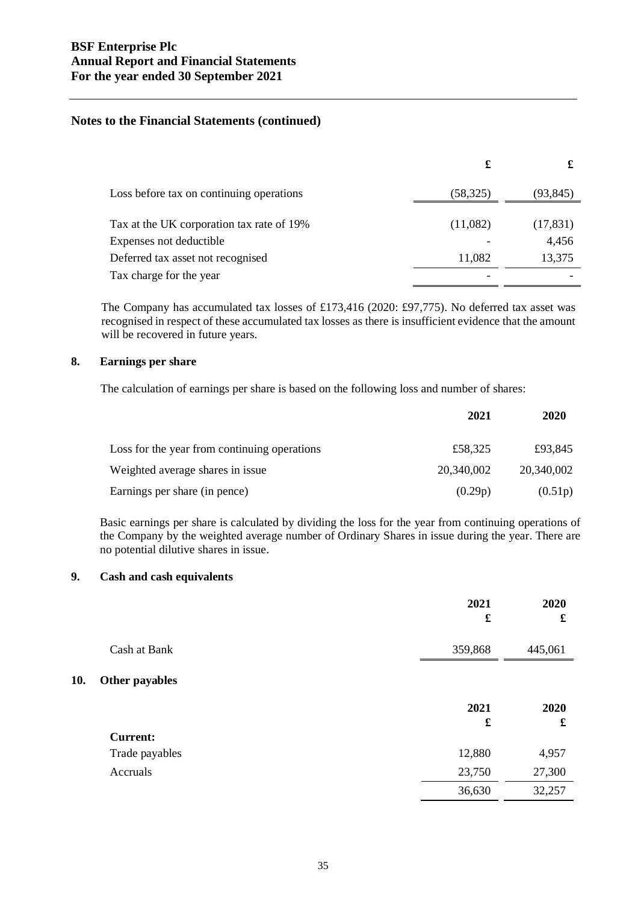## Notes to the Financial Statements (continued)

| | £ | £ |
|---|---|---|
| Loss before tax on continuing operations | (58,325) | (93,845) |
| Tax at the UK corporation tax rate of 19% | (11,082) | (17,831) |
| Expenses not deductible | - | 4,456 |
| Deferred tax asset not recognised | 11,082 | 13,375 |
| Tax charge for the year | - | - |

The Company has accumulated tax losses of £173,416 (2020: £97,775). No deferred tax asset was recognised in respect of these accumulated tax losses as there is insufficient evidence that the amount will be recovered in future years.

### 8. Earnings per share

The calculation of earnings per share is based on the following loss and number of shares:

| | 2021 | 2020 |
|---|---|---|
| Loss for the year from continuing operations | £58,325 | £93,845 |
| Weighted average shares in issue | 20,340,002 | 20,340,002 |
| Earnings per share (in pence) | (0.29p) | (0.51p) |

Basic earnings per share is calculated by dividing the loss for the year from continuing operations of the Company by the weighted average number of Ordinary Shares in issue during the year. There are no potential dilutive shares in issue.

### 9. Cash and cash equivalents

| | 2021 £ | 2020 £ |
|---|---|---|
| Cash at Bank | 359,868 | 445,061 |

### 10. Other payables

| | 2021 £ | 2020 £ |
|---|---|---|
| **Current:** | | |
| Trade payables | 12,880 | 4,957 |
| Accruals | 23,750 | 27,300 |
| | 36,630 | 32,257 |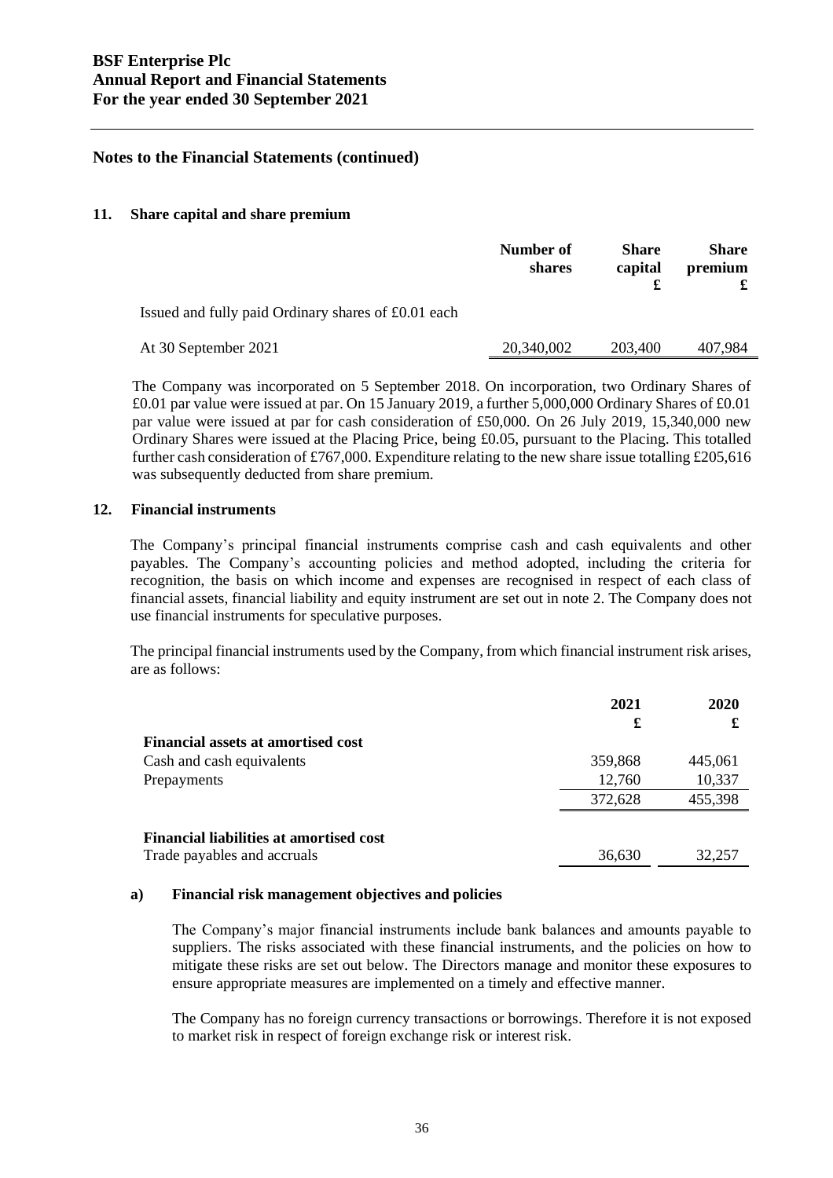## Notes to the Financial Statements (continued)

### 11. Share capital and share premium

| | Number of shares | Share capital £ | Share premium £ |
|---|---|---|---|
| Issued and fully paid Ordinary shares of £0.01 each | | | |
| At 30 September 2021 | 20,340,002 | 203,400 | 407,984 |

The Company was incorporated on 5 September 2018. On incorporation, two Ordinary Shares of £0.01 par value were issued at par. On 15 January 2019, a further 5,000,000 Ordinary Shares of £0.01 par value were issued at par for cash consideration of £50,000. On 26 July 2019, 15,340,000 new Ordinary Shares were issued at the Placing Price, being £0.05, pursuant to the Placing. This totalled further cash consideration of £767,000. Expenditure relating to the new share issue totalling £205,616 was subsequently deducted from share premium.

### 12. Financial instruments

The Company's principal financial instruments comprise cash and cash equivalents and other payables. The Company's accounting policies and method adopted, including the criteria for recognition, the basis on which income and expenses are recognised in respect of each class of financial assets, financial liability and equity instrument are set out in note 2. The Company does not use financial instruments for speculative purposes.

The principal financial instruments used by the Company, from which financial instrument risk arises, are as follows:

| | 2021 £ | 2020 £ |
|---|---|---|
| **Financial assets at amortised cost** | | |
| Cash and cash equivalents | 359,868 | 445,061 |
| Prepayments | 12,760 | 10,337 |
| | 372,628 | 455,398 |
| | | |
| **Financial liabilities at amortised cost** | | |
| Trade payables and accruals | 36,630 | 32,257 |

#### a) Financial risk management objectives and policies

The Company's major financial instruments include bank balances and amounts payable to suppliers. The risks associated with these financial instruments, and the policies on how to mitigate these risks are set out below. The Directors manage and monitor these exposures to ensure appropriate measures are implemented on a timely and effective manner.

The Company has no foreign currency transactions or borrowings. Therefore it is not exposed to market risk in respect of foreign exchange risk or interest risk.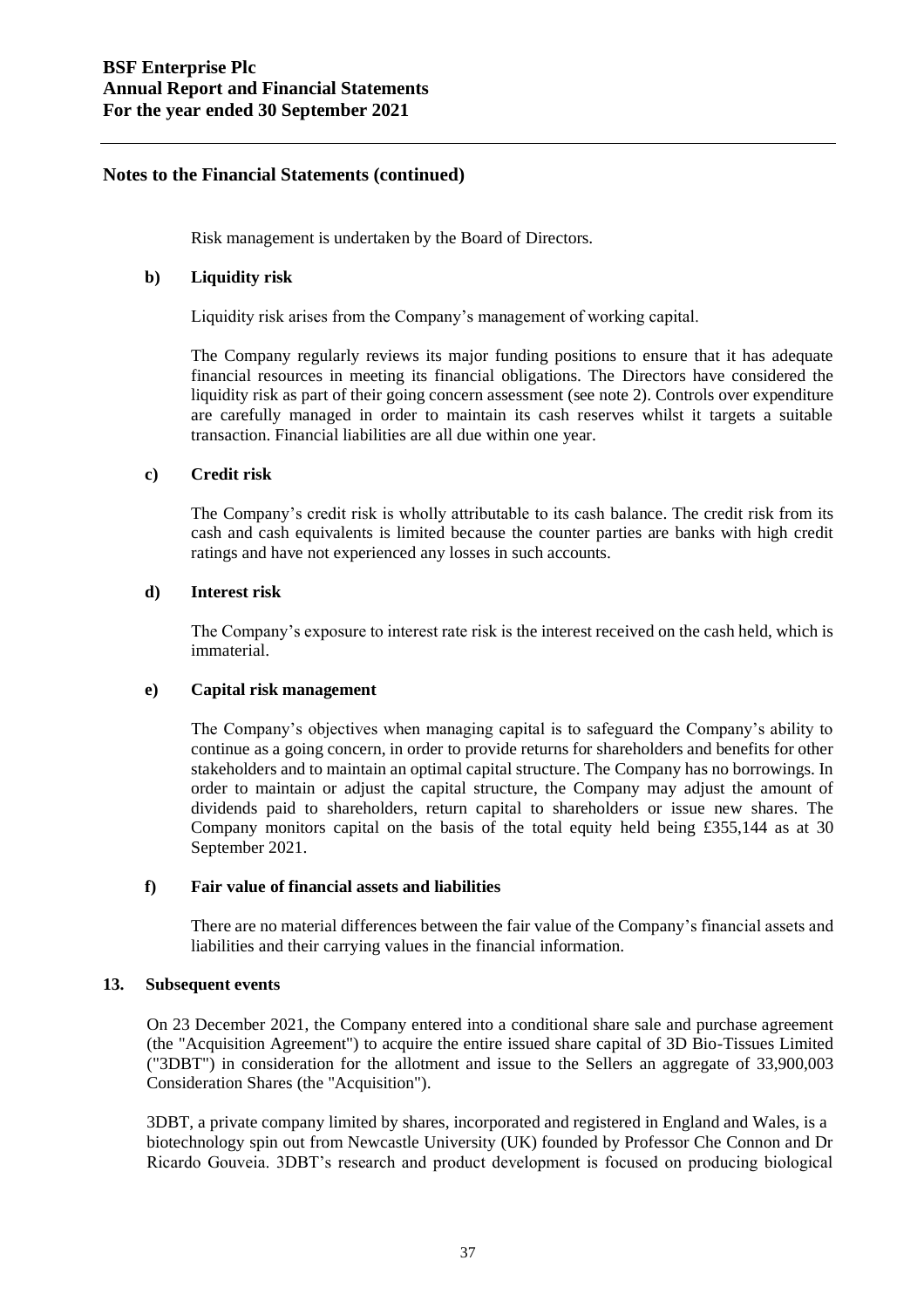## Notes to the Financial Statements (continued)

Risk management is undertaken by the Board of Directors.

### b) Liquidity risk

Liquidity risk arises from the Company's management of working capital.

The Company regularly reviews its major funding positions to ensure that it has adequate financial resources in meeting its financial obligations. The Directors have considered the liquidity risk as part of their going concern assessment (see note 2). Controls over expenditure are carefully managed in order to maintain its cash reserves whilst it targets a suitable transaction. Financial liabilities are all due within one year.

### c) Credit risk

The Company's credit risk is wholly attributable to its cash balance. The credit risk from its cash and cash equivalents is limited because the counter parties are banks with high credit ratings and have not experienced any losses in such accounts.

### d) Interest risk

The Company's exposure to interest rate risk is the interest received on the cash held, which is immaterial.

### e) Capital risk management

The Company's objectives when managing capital is to safeguard the Company's ability to continue as a going concern, in order to provide returns for shareholders and benefits for other stakeholders and to maintain an optimal capital structure. The Company has no borrowings. In order to maintain or adjust the capital structure, the Company may adjust the amount of dividends paid to shareholders, return capital to shareholders or issue new shares. The Company monitors capital on the basis of the total equity held being £355,144 as at 30 September 2021.

### f) Fair value of financial assets and liabilities

There are no material differences between the fair value of the Company's financial assets and liabilities and their carrying values in the financial information.

## 13. Subsequent events

On 23 December 2021, the Company entered into a conditional share sale and purchase agreement (the "Acquisition Agreement") to acquire the entire issued share capital of 3D Bio-Tissues Limited ("3DBT") in consideration for the allotment and issue to the Sellers an aggregate of 33,900,003 Consideration Shares (the "Acquisition").

3DBT, a private company limited by shares, incorporated and registered in England and Wales, is a biotechnology spin out from Newcastle University (UK) founded by Professor Che Connon and Dr Ricardo Gouveia. 3DBT's research and product development is focused on producing biological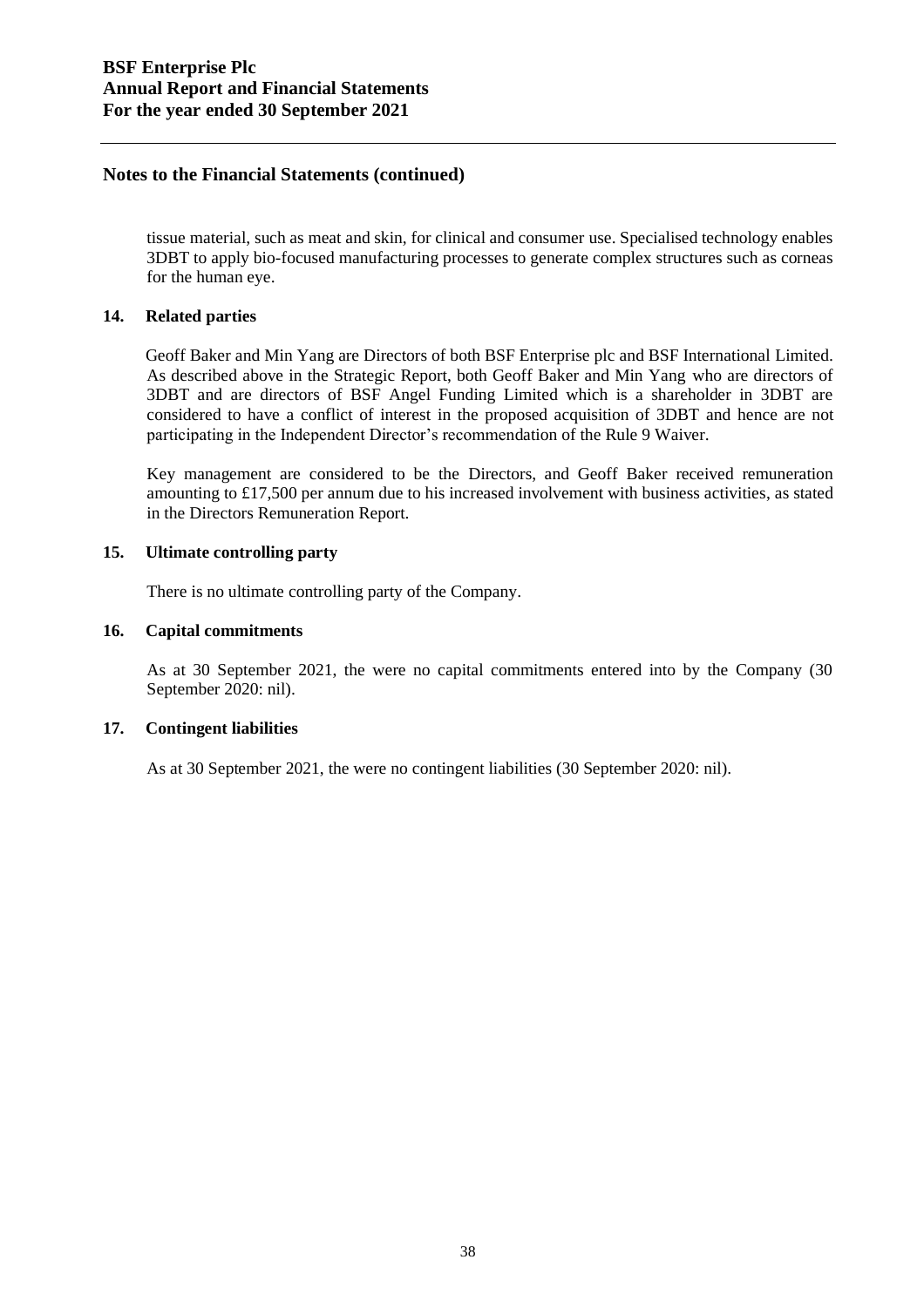## Notes to the Financial Statements (continued)

tissue material, such as meat and skin, for clinical and consumer use. Specialised technology enables 3DBT to apply bio-focused manufacturing processes to generate complex structures such as corneas for the human eye.

### 14. Related parties

Geoff Baker and Min Yang are Directors of both BSF Enterprise plc and BSF International Limited. As described above in the Strategic Report, both Geoff Baker and Min Yang who are directors of 3DBT and are directors of BSF Angel Funding Limited which is a shareholder in 3DBT are considered to have a conflict of interest in the proposed acquisition of 3DBT and hence are not participating in the Independent Director's recommendation of the Rule 9 Waiver.

Key management are considered to be the Directors, and Geoff Baker received remuneration amounting to £17,500 per annum due to his increased involvement with business activities, as stated in the Directors Remuneration Report.

### 15. Ultimate controlling party

There is no ultimate controlling party of the Company.

### 16. Capital commitments

As at 30 September 2021, the were no capital commitments entered into by the Company (30 September 2020: nil).

### 17. Contingent liabilities

As at 30 September 2021, the were no contingent liabilities (30 September 2020: nil).